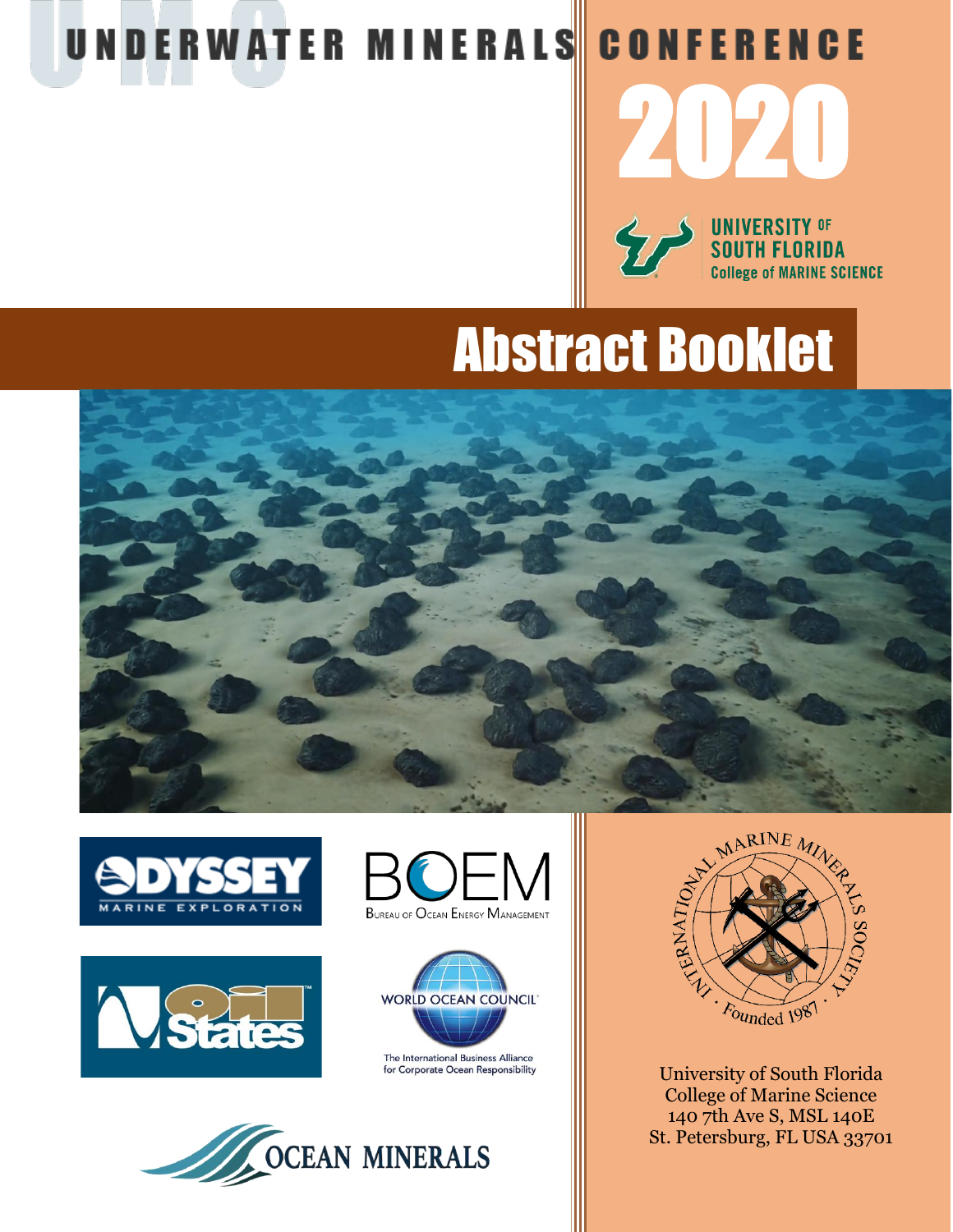# UNDERWATER MINERALS CONFERENCE 2020

UNIVERSITY OF SOUTH FLORIDA
College of MARINE SCIENCE

## Abstract Booklet

ODYSSEY MARINE EXPLORATION

BOEM
Bureau of Ocean Energy Management

Oil States

WORLD OCEAN COUNCIL
The International Business Alliance for Corporate Ocean Responsibility

OCEAN MINERALS

INTERNATIONAL MARINE MINERALS SOCIETY · Founded 1987 ·

University of South Florida
College of Marine Science
140 7th Ave S, MSL 140E
St. Petersburg, FL USA 33701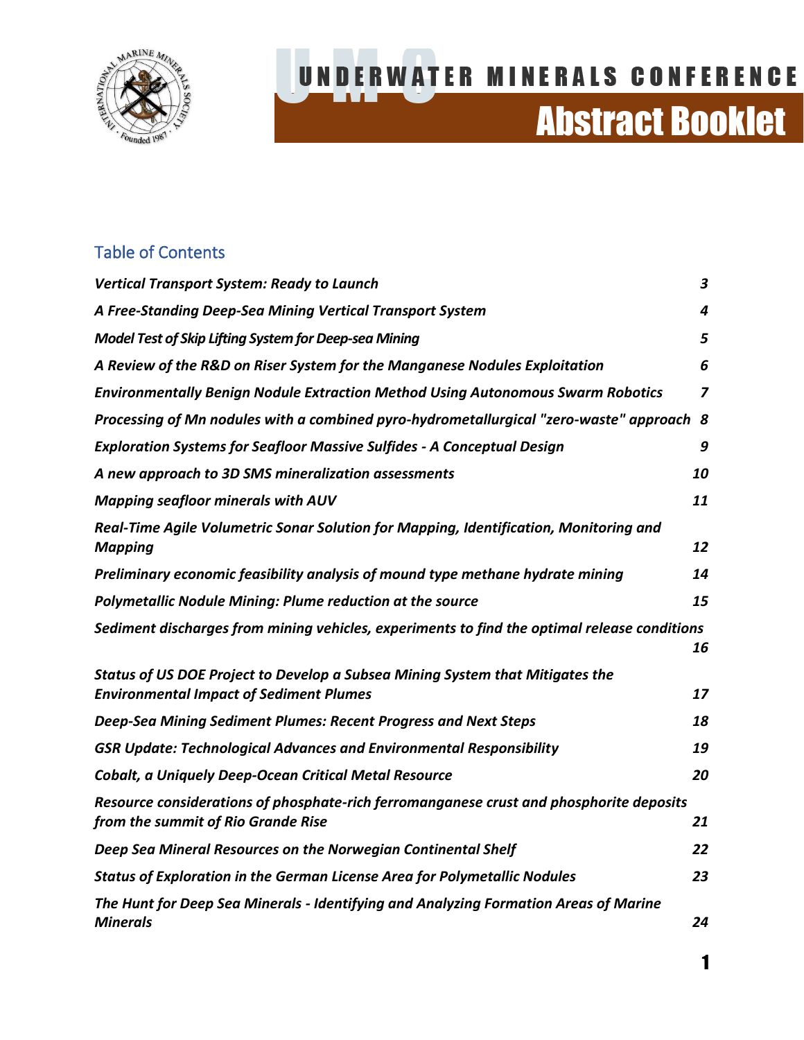# UNDERWATER MINERALS CONFERENCE

# Abstract Booklet

## Table of Contents

| | |
|---|---|
| *Vertical Transport System: Ready to Launch* | *3* |
| *A Free-Standing Deep-Sea Mining Vertical Transport System* | *4* |
| *Model Test of Skip Lifting System for Deep-sea Mining* | *5* |
| *A Review of the R&D on Riser System for the Manganese Nodules Exploitation* | *6* |
| *Environmentally Benign Nodule Extraction Method Using Autonomous Swarm Robotics* | *7* |
| *Processing of Mn nodules with a combined pyro-hydrometallurgical "zero-waste" approach* | *8* |
| *Exploration Systems for Seafloor Massive Sulfides - A Conceptual Design* | *9* |
| *A new approach to 3D SMS mineralization assessments* | *10* |
| *Mapping seafloor minerals with AUV* | *11* |
| *Real-Time Agile Volumetric Sonar Solution for Mapping, Identification, Monitoring and Mapping* | *12* |
| *Preliminary economic feasibility analysis of mound type methane hydrate mining* | *14* |
| *Polymetallic Nodule Mining: Plume reduction at the source* | *15* |
| *Sediment discharges from mining vehicles, experiments to find the optimal release conditions* | *16* |
| *Status of US DOE Project to Develop a Subsea Mining System that Mitigates the Environmental Impact of Sediment Plumes* | *17* |
| *Deep-Sea Mining Sediment Plumes: Recent Progress and Next Steps* | *18* |
| *GSR Update: Technological Advances and Environmental Responsibility* | *19* |
| *Cobalt, a Uniquely Deep-Ocean Critical Metal Resource* | *20* |
| *Resource considerations of phosphate-rich ferromanganese crust and phosphorite deposits from the summit of Rio Grande Rise* | *21* |
| *Deep Sea Mineral Resources on the Norwegian Continental Shelf* | *22* |
| *Status of Exploration in the German License Area for Polymetallic Nodules* | *23* |
| *The Hunt for Deep Sea Minerals - Identifying and Analyzing Formation Areas of Marine Minerals* | *24* |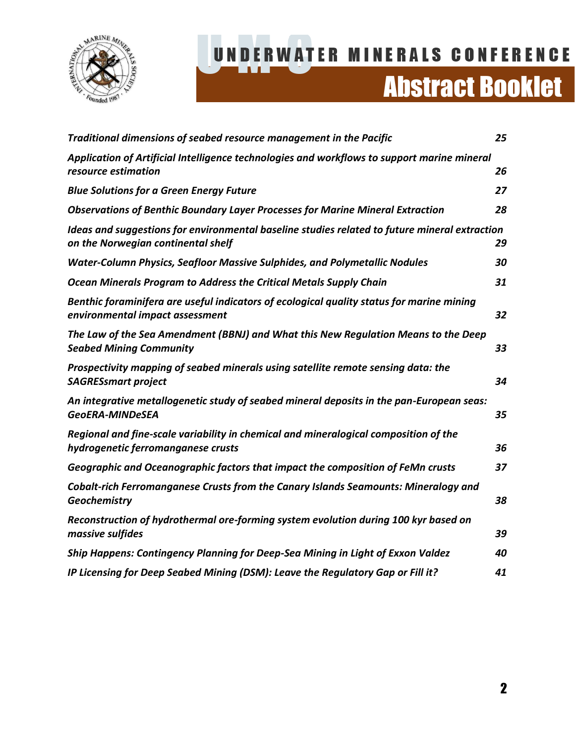*Traditional dimensions of seabed resource management in the Pacific* **25**

*Application of Artificial Intelligence technologies and workflows to support marine mineral resource estimation* **26**

*Blue Solutions for a Green Energy Future* **27**

*Observations of Benthic Boundary Layer Processes for Marine Mineral Extraction* **28**

*Ideas and suggestions for environmental baseline studies related to future mineral extraction on the Norwegian continental shelf* **29**

*Water-Column Physics, Seafloor Massive Sulphides, and Polymetallic Nodules* **30**

*Ocean Minerals Program to Address the Critical Metals Supply Chain* **31**

*Benthic foraminifera are useful indicators of ecological quality status for marine mining environmental impact assessment* **32**

*The Law of the Sea Amendment (BBNJ) and What this New Regulation Means to the Deep Seabed Mining Community* **33**

*Prospectivity mapping of seabed minerals using satellite remote sensing data: the SAGRESsmart project* **34**

*An integrative metallogenetic study of seabed mineral deposits in the pan-European seas: GeoERA-MINDeSEA* **35**

*Regional and fine-scale variability in chemical and mineralogical composition of the hydrogenetic ferromanganese crusts* **36**

*Geographic and Oceanographic factors that impact the composition of FeMn crusts* **37**

*Cobalt-rich Ferromanganese Crusts from the Canary Islands Seamounts: Mineralogy and Geochemistry* **38**

*Reconstruction of hydrothermal ore-forming system evolution during 100 kyr based on massive sulfides* **39**

*Ship Happens: Contingency Planning for Deep-Sea Mining in Light of Exxon Valdez* **40**

*IP Licensing for Deep Seabed Mining (DSM): Leave the Regulatory Gap or Fill it?* **41**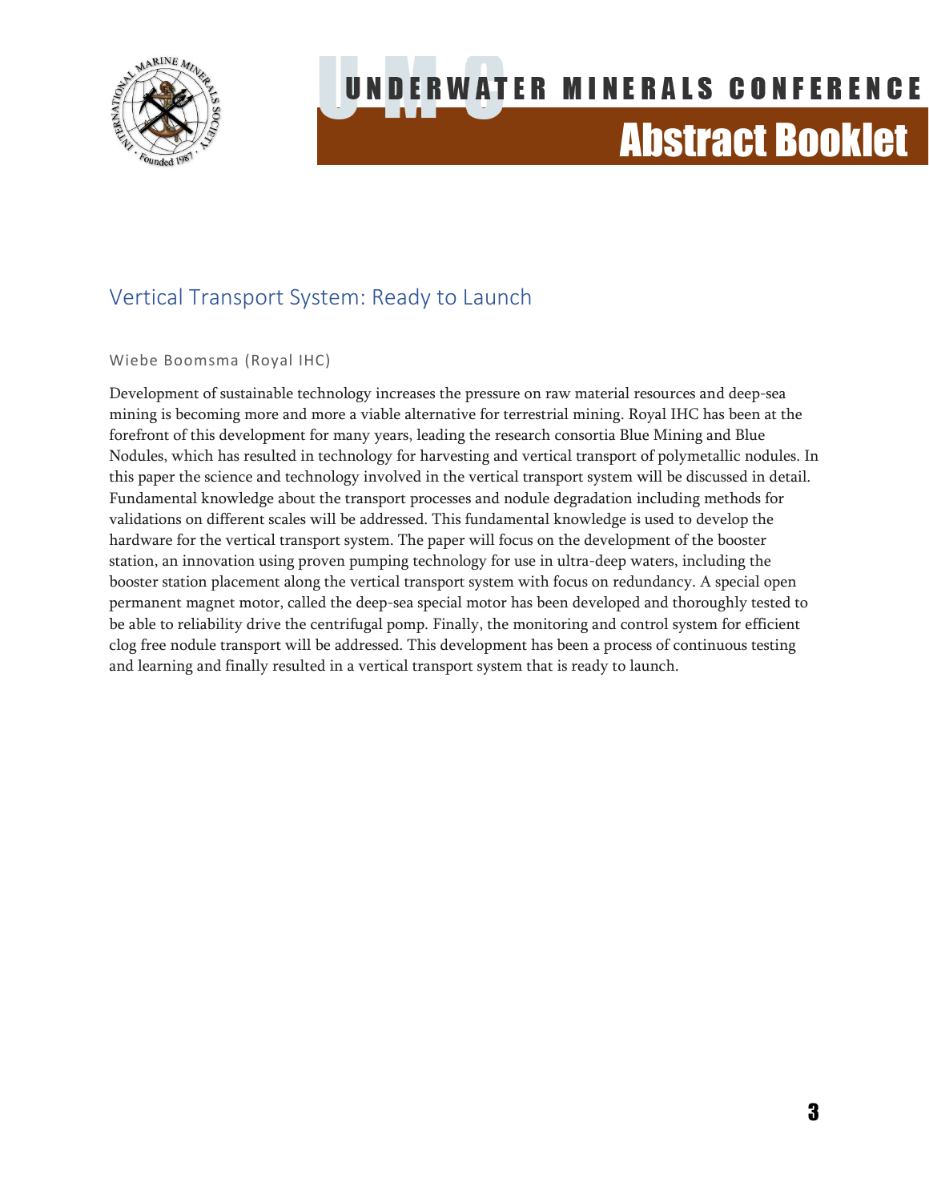## Vertical Transport System: Ready to Launch

Wiebe Boomsma (Royal IHC)

Development of sustainable technology increases the pressure on raw material resources and deep-sea mining is becoming more and more a viable alternative for terrestrial mining. Royal IHC has been at the forefront of this development for many years, leading the research consortia Blue Mining and Blue Nodules, which has resulted in technology for harvesting and vertical transport of polymetallic nodules. In this paper the science and technology involved in the vertical transport system will be discussed in detail. Fundamental knowledge about the transport processes and nodule degradation including methods for validations on different scales will be addressed. This fundamental knowledge is used to develop the hardware for the vertical transport system. The paper will focus on the development of the booster station, an innovation using proven pumping technology for use in ultra-deep waters, including the booster station placement along the vertical transport system with focus on redundancy. A special open permanent magnet motor, called the deep-sea special motor has been developed and thoroughly tested to be able to reliability drive the centrifugal pomp. Finally, the monitoring and control system for efficient clog free nodule transport will be addressed. This development has been a process of continuous testing and learning and finally resulted in a vertical transport system that is ready to launch.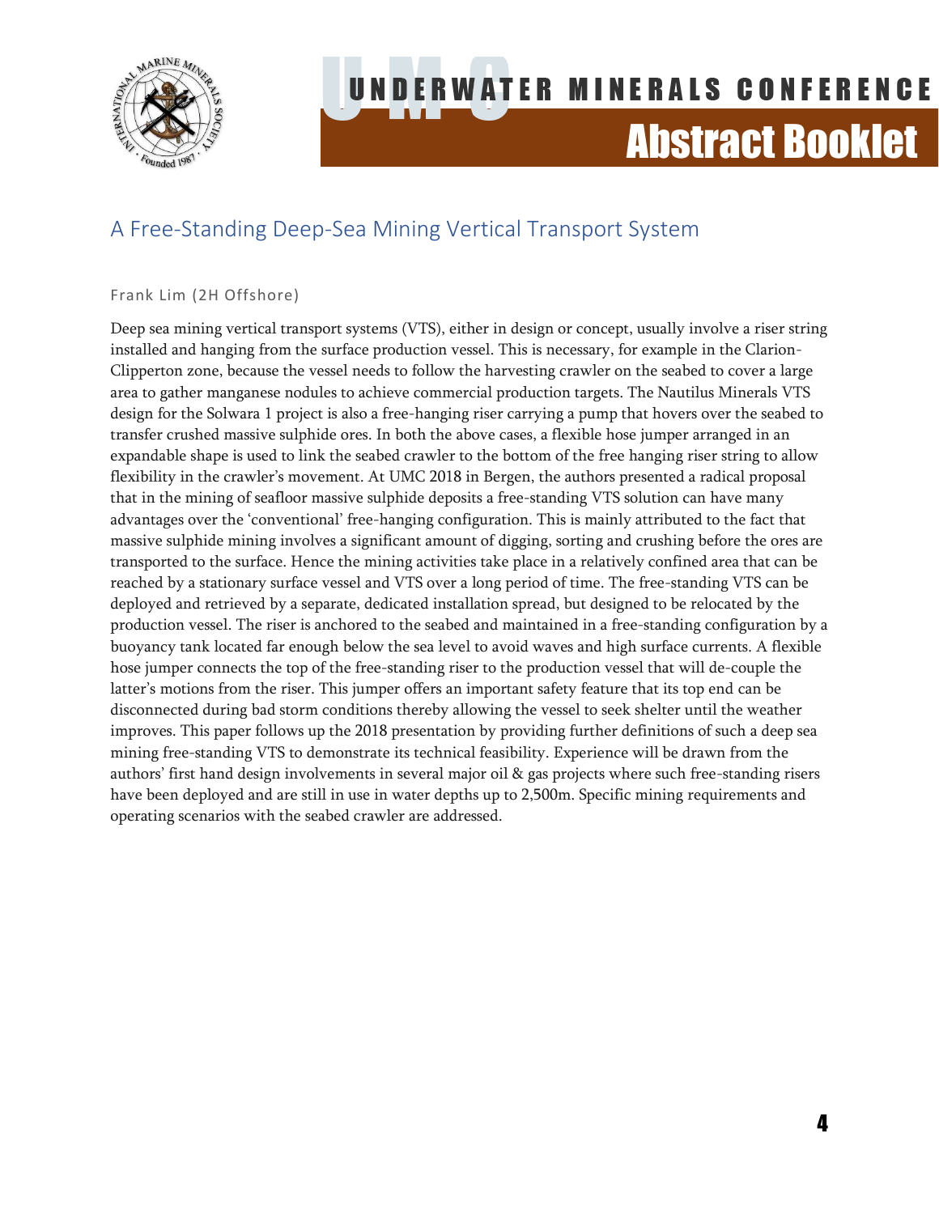## A Free-Standing Deep-Sea Mining Vertical Transport System

Frank Lim (2H Offshore)

Deep sea mining vertical transport systems (VTS), either in design or concept, usually involve a riser string installed and hanging from the surface production vessel. This is necessary, for example in the Clarion-Clipperton zone, because the vessel needs to follow the harvesting crawler on the seabed to cover a large area to gather manganese nodules to achieve commercial production targets. The Nautilus Minerals VTS design for the Solwara 1 project is also a free-hanging riser carrying a pump that hovers over the seabed to transfer crushed massive sulphide ores. In both the above cases, a flexible hose jumper arranged in an expandable shape is used to link the seabed crawler to the bottom of the free hanging riser string to allow flexibility in the crawler's movement. At UMC 2018 in Bergen, the authors presented a radical proposal that in the mining of seafloor massive sulphide deposits a free-standing VTS solution can have many advantages over the 'conventional' free-hanging configuration. This is mainly attributed to the fact that massive sulphide mining involves a significant amount of digging, sorting and crushing before the ores are transported to the surface. Hence the mining activities take place in a relatively confined area that can be reached by a stationary surface vessel and VTS over a long period of time. The free-standing VTS can be deployed and retrieved by a separate, dedicated installation spread, but designed to be relocated by the production vessel. The riser is anchored to the seabed and maintained in a free-standing configuration by a buoyancy tank located far enough below the sea level to avoid waves and high surface currents. A flexible hose jumper connects the top of the free-standing riser to the production vessel that will de-couple the latter's motions from the riser. This jumper offers an important safety feature that its top end can be disconnected during bad storm conditions thereby allowing the vessel to seek shelter until the weather improves. This paper follows up the 2018 presentation by providing further definitions of such a deep sea mining free-standing VTS to demonstrate its technical feasibility. Experience will be drawn from the authors' first hand design involvements in several major oil & gas projects where such free-standing risers have been deployed and are still in use in water depths up to 2,500m. Specific mining requirements and operating scenarios with the seabed crawler are addressed.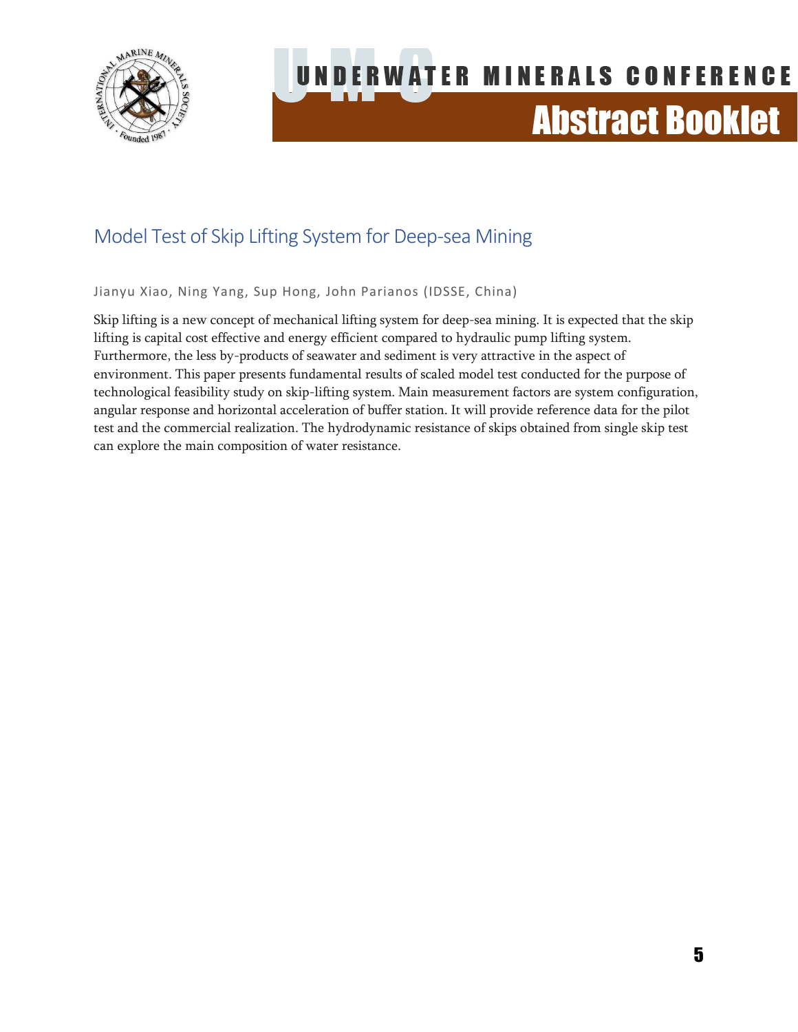## Model Test of Skip Lifting System for Deep-sea Mining

Jianyu Xiao, Ning Yang, Sup Hong, John Parianos (IDSSE, China)

Skip lifting is a new concept of mechanical lifting system for deep-sea mining. It is expected that the skip lifting is capital cost effective and energy efficient compared to hydraulic pump lifting system. Furthermore, the less by-products of seawater and sediment is very attractive in the aspect of environment. This paper presents fundamental results of scaled model test conducted for the purpose of technological feasibility study on skip-lifting system. Main measurement factors are system configuration, angular response and horizontal acceleration of buffer station. It will provide reference data for the pilot test and the commercial realization. The hydrodynamic resistance of skips obtained from single skip test can explore the main composition of water resistance.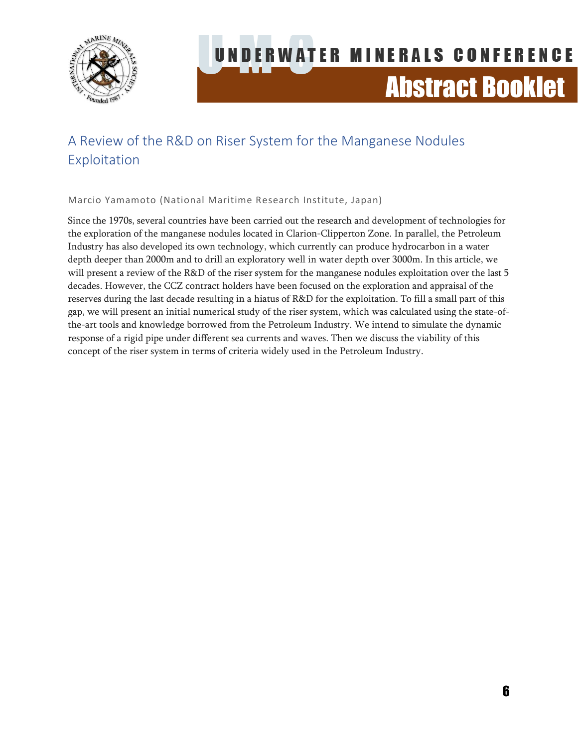## A Review of the R&D on Riser System for the Manganese Nodules Exploitation

Marcio Yamamoto (National Maritime Research Institute, Japan)

Since the 1970s, several countries have been carried out the research and development of technologies for the exploration of the manganese nodules located in Clarion-Clipperton Zone. In parallel, the Petroleum Industry has also developed its own technology, which currently can produce hydrocarbon in a water depth deeper than 2000m and to drill an exploratory well in water depth over 3000m. In this article, we will present a review of the R&D of the riser system for the manganese nodules exploitation over the last 5 decades. However, the CCZ contract holders have been focused on the exploration and appraisal of the reserves during the last decade resulting in a hiatus of R&D for the exploitation. To fill a small part of this gap, we will present an initial numerical study of the riser system, which was calculated using the state-of-the-art tools and knowledge borrowed from the Petroleum Industry. We intend to simulate the dynamic response of a rigid pipe under different sea currents and waves. Then we discuss the viability of this concept of the riser system in terms of criteria widely used in the Petroleum Industry.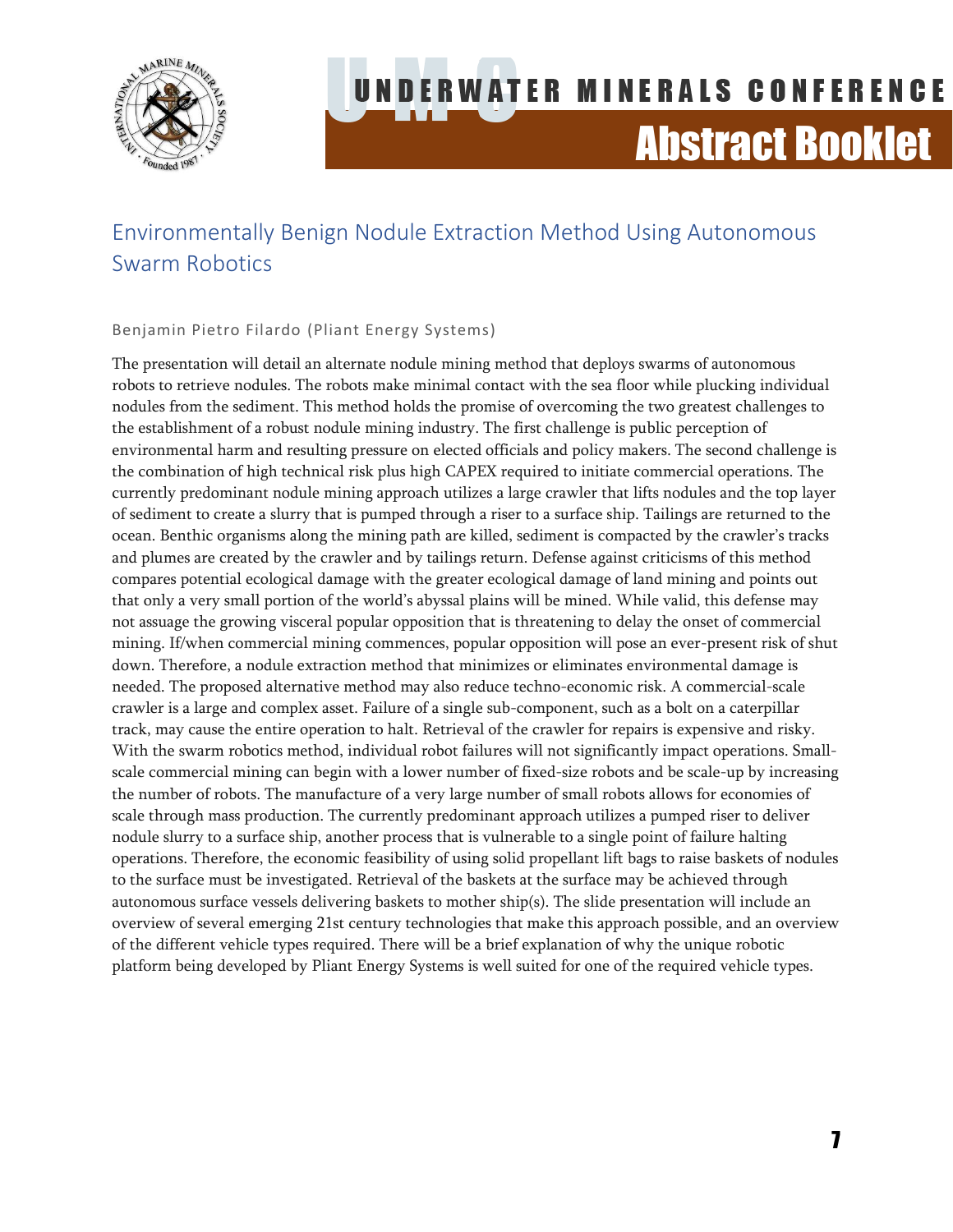## Environmentally Benign Nodule Extraction Method Using Autonomous Swarm Robotics

Benjamin Pietro Filardo (Pliant Energy Systems)

The presentation will detail an alternate nodule mining method that deploys swarms of autonomous robots to retrieve nodules. The robots make minimal contact with the sea floor while plucking individual nodules from the sediment. This method holds the promise of overcoming the two greatest challenges to the establishment of a robust nodule mining industry. The first challenge is public perception of environmental harm and resulting pressure on elected officials and policy makers. The second challenge is the combination of high technical risk plus high CAPEX required to initiate commercial operations. The currently predominant nodule mining approach utilizes a large crawler that lifts nodules and the top layer of sediment to create a slurry that is pumped through a riser to a surface ship. Tailings are returned to the ocean. Benthic organisms along the mining path are killed, sediment is compacted by the crawler's tracks and plumes are created by the crawler and by tailings return. Defense against criticisms of this method compares potential ecological damage with the greater ecological damage of land mining and points out that only a very small portion of the world's abyssal plains will be mined. While valid, this defense may not assuage the growing visceral popular opposition that is threatening to delay the onset of commercial mining. If/when commercial mining commences, popular opposition will pose an ever-present risk of shut down. Therefore, a nodule extraction method that minimizes or eliminates environmental damage is needed. The proposed alternative method may also reduce techno-economic risk. A commercial-scale crawler is a large and complex asset. Failure of a single sub-component, such as a bolt on a caterpillar track, may cause the entire operation to halt. Retrieval of the crawler for repairs is expensive and risky. With the swarm robotics method, individual robot failures will not significantly impact operations. Small-scale commercial mining can begin with a lower number of fixed-size robots and be scale-up by increasing the number of robots. The manufacture of a very large number of small robots allows for economies of scale through mass production. The currently predominant approach utilizes a pumped riser to deliver nodule slurry to a surface ship, another process that is vulnerable to a single point of failure halting operations. Therefore, the economic feasibility of using solid propellant lift bags to raise baskets of nodules to the surface must be investigated. Retrieval of the baskets at the surface may be achieved through autonomous surface vessels delivering baskets to mother ship(s). The slide presentation will include an overview of several emerging 21st century technologies that make this approach possible, and an overview of the different vehicle types required. There will be a brief explanation of why the unique robotic platform being developed by Pliant Energy Systems is well suited for one of the required vehicle types.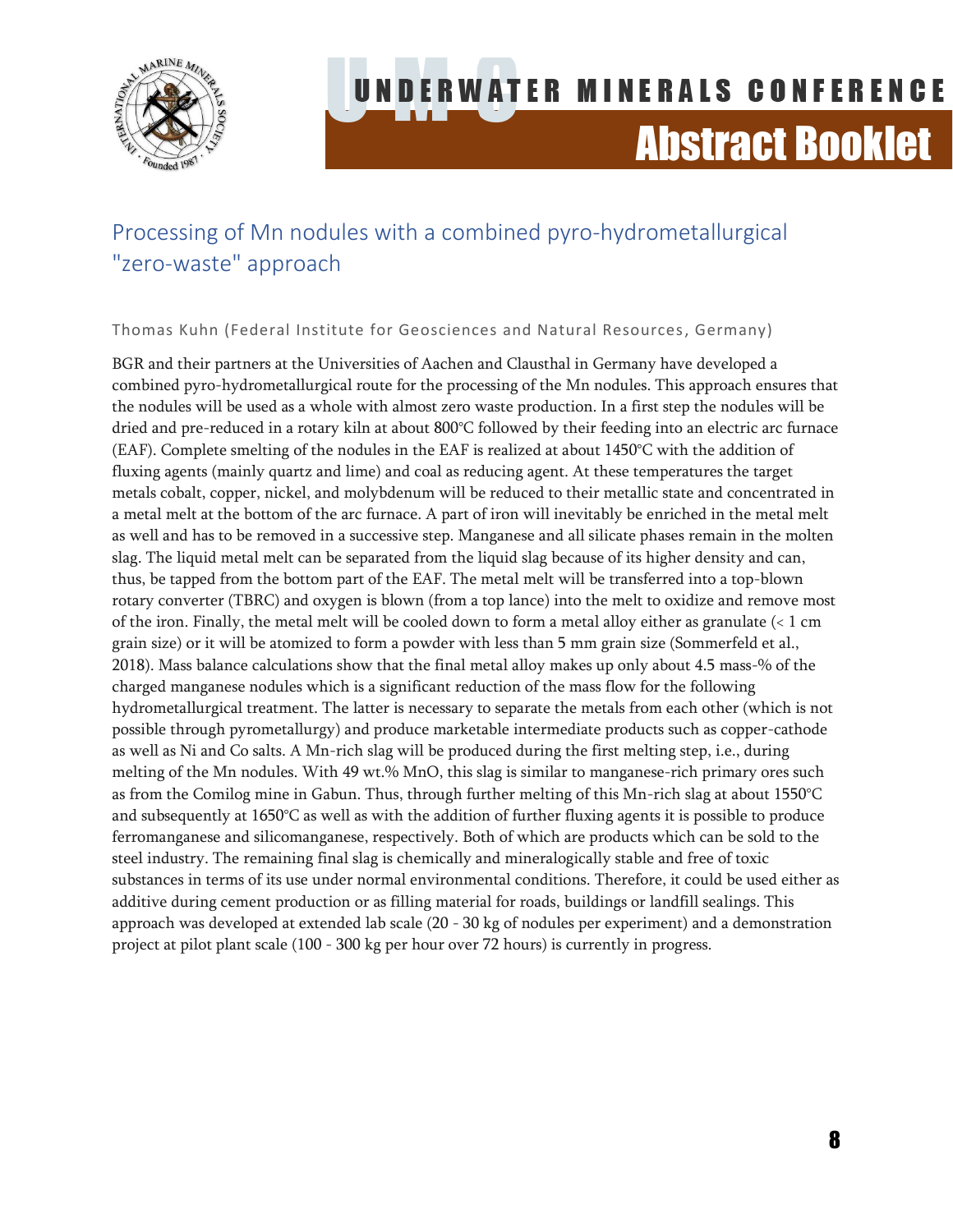## Processing of Mn nodules with a combined pyro-hydrometallurgical "zero-waste" approach

Thomas Kuhn (Federal Institute for Geosciences and Natural Resources, Germany)

BGR and their partners at the Universities of Aachen and Clausthal in Germany have developed a combined pyro-hydrometallurgical route for the processing of the Mn nodules. This approach ensures that the nodules will be used as a whole with almost zero waste production. In a first step the nodules will be dried and pre-reduced in a rotary kiln at about 800°C followed by their feeding into an electric arc furnace (EAF). Complete smelting of the nodules in the EAF is realized at about 1450°C with the addition of fluxing agents (mainly quartz and lime) and coal as reducing agent. At these temperatures the target metals cobalt, copper, nickel, and molybdenum will be reduced to their metallic state and concentrated in a metal melt at the bottom of the arc furnace. A part of iron will inevitably be enriched in the metal melt as well and has to be removed in a successive step. Manganese and all silicate phases remain in the molten slag. The liquid metal melt can be separated from the liquid slag because of its higher density and can, thus, be tapped from the bottom part of the EAF. The metal melt will be transferred into a top-blown rotary converter (TBRC) and oxygen is blown (from a top lance) into the melt to oxidize and remove most of the iron. Finally, the metal melt will be cooled down to form a metal alloy either as granulate (< 1 cm grain size) or it will be atomized to form a powder with less than 5 mm grain size (Sommerfeld et al., 2018). Mass balance calculations show that the final metal alloy makes up only about 4.5 mass-% of the charged manganese nodules which is a significant reduction of the mass flow for the following hydrometallurgical treatment. The latter is necessary to separate the metals from each other (which is not possible through pyrometallurgy) and produce marketable intermediate products such as copper-cathode as well as Ni and Co salts. A Mn-rich slag will be produced during the first melting step, i.e., during melting of the Mn nodules. With 49 wt.% MnO, this slag is similar to manganese-rich primary ores such as from the Comilog mine in Gabun. Thus, through further melting of this Mn-rich slag at about 1550°C and subsequently at 1650°C as well as with the addition of further fluxing agents it is possible to produce ferromanganese and silicomanganese, respectively. Both of which are products which can be sold to the steel industry. The remaining final slag is chemically and mineralogically stable and free of toxic substances in terms of its use under normal environmental conditions. Therefore, it could be used either as additive during cement production or as filling material for roads, buildings or landfill sealings. This approach was developed at extended lab scale (20 - 30 kg of nodules per experiment) and a demonstration project at pilot plant scale (100 - 300 kg per hour over 72 hours) is currently in progress.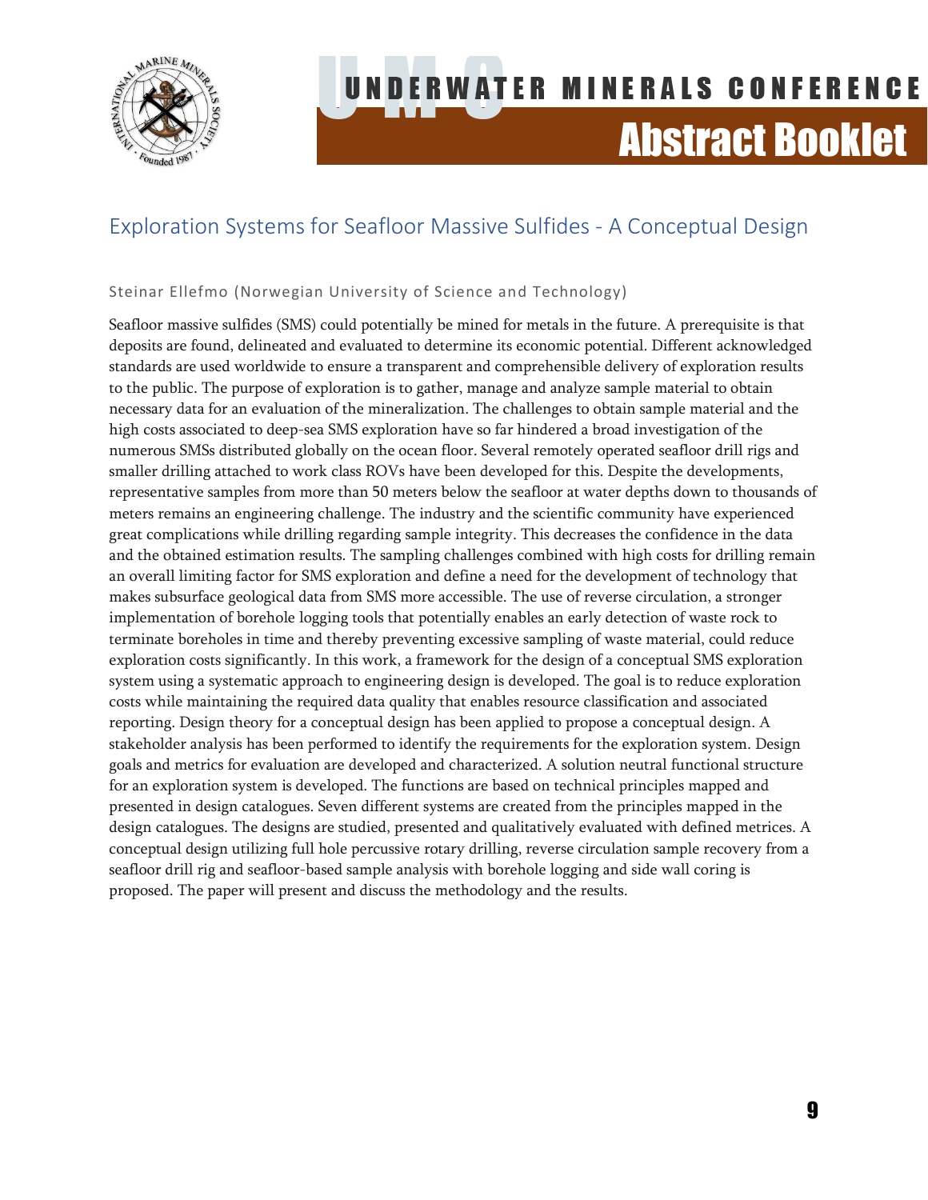## Exploration Systems for Seafloor Massive Sulfides - A Conceptual Design

Steinar Ellefmo (Norwegian University of Science and Technology)

Seafloor massive sulfides (SMS) could potentially be mined for metals in the future. A prerequisite is that deposits are found, delineated and evaluated to determine its economic potential. Different acknowledged standards are used worldwide to ensure a transparent and comprehensible delivery of exploration results to the public. The purpose of exploration is to gather, manage and analyze sample material to obtain necessary data for an evaluation of the mineralization. The challenges to obtain sample material and the high costs associated to deep-sea SMS exploration have so far hindered a broad investigation of the numerous SMSs distributed globally on the ocean floor. Several remotely operated seafloor drill rigs and smaller drilling attached to work class ROVs have been developed for this. Despite the developments, representative samples from more than 50 meters below the seafloor at water depths down to thousands of meters remains an engineering challenge. The industry and the scientific community have experienced great complications while drilling regarding sample integrity. This decreases the confidence in the data and the obtained estimation results. The sampling challenges combined with high costs for drilling remain an overall limiting factor for SMS exploration and define a need for the development of technology that makes subsurface geological data from SMS more accessible. The use of reverse circulation, a stronger implementation of borehole logging tools that potentially enables an early detection of waste rock to terminate boreholes in time and thereby preventing excessive sampling of waste material, could reduce exploration costs significantly. In this work, a framework for the design of a conceptual SMS exploration system using a systematic approach to engineering design is developed. The goal is to reduce exploration costs while maintaining the required data quality that enables resource classification and associated reporting. Design theory for a conceptual design has been applied to propose a conceptual design. A stakeholder analysis has been performed to identify the requirements for the exploration system. Design goals and metrics for evaluation are developed and characterized. A solution neutral functional structure for an exploration system is developed. The functions are based on technical principles mapped and presented in design catalogues. Seven different systems are created from the principles mapped in the design catalogues. The designs are studied, presented and qualitatively evaluated with defined metrices. A conceptual design utilizing full hole percussive rotary drilling, reverse circulation sample recovery from a seafloor drill rig and seafloor-based sample analysis with borehole logging and side wall coring is proposed. The paper will present and discuss the methodology and the results.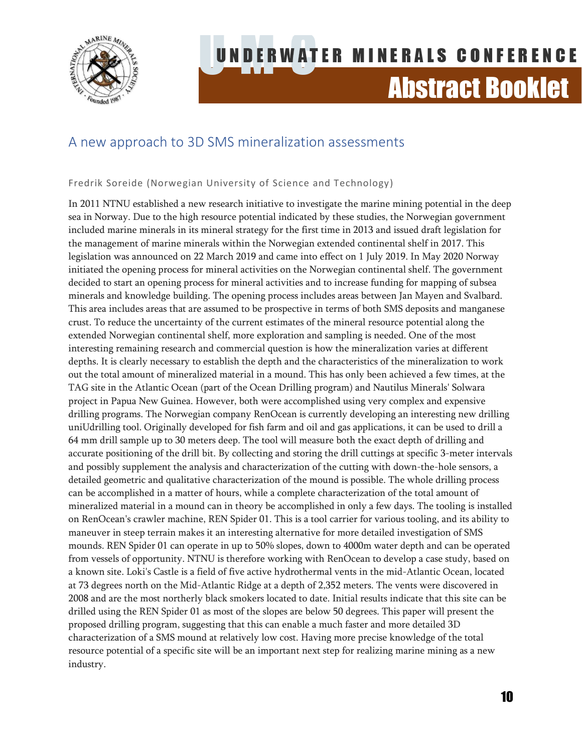## A new approach to 3D SMS mineralization assessments

Fredrik Soreide (Norwegian University of Science and Technology)

In 2011 NTNU established a new research initiative to investigate the marine mining potential in the deep sea in Norway. Due to the high resource potential indicated by these studies, the Norwegian government included marine minerals in its mineral strategy for the first time in 2013 and issued draft legislation for the management of marine minerals within the Norwegian extended continental shelf in 2017. This legislation was announced on 22 March 2019 and came into effect on 1 July 2019. In May 2020 Norway initiated the opening process for mineral activities on the Norwegian continental shelf. The government decided to start an opening process for mineral activities and to increase funding for mapping of subsea minerals and knowledge building. The opening process includes areas between Jan Mayen and Svalbard. This area includes areas that are assumed to be prospective in terms of both SMS deposits and manganese crust. To reduce the uncertainty of the current estimates of the mineral resource potential along the extended Norwegian continental shelf, more exploration and sampling is needed. One of the most interesting remaining research and commercial question is how the mineralization varies at different depths. It is clearly necessary to establish the depth and the characteristics of the mineralization to work out the total amount of mineralized material in a mound. This has only been achieved a few times, at the TAG site in the Atlantic Ocean (part of the Ocean Drilling program) and Nautilus Minerals' Solwara project in Papua New Guinea. However, both were accomplished using very complex and expensive drilling programs. The Norwegian company RenOcean is currently developing an interesting new drilling uniUdrilling tool. Originally developed for fish farm and oil and gas applications, it can be used to drill a 64 mm drill sample up to 30 meters deep. The tool will measure both the exact depth of drilling and accurate positioning of the drill bit. By collecting and storing the drill cuttings at specific 3-meter intervals and possibly supplement the analysis and characterization of the cutting with down-the-hole sensors, a detailed geometric and qualitative characterization of the mound is possible. The whole drilling process can be accomplished in a matter of hours, while a complete characterization of the total amount of mineralized material in a mound can in theory be accomplished in only a few days. The tooling is installed on RenOcean's crawler machine, REN Spider 01. This is a tool carrier for various tooling, and its ability to maneuver in steep terrain makes it an interesting alternative for more detailed investigation of SMS mounds. REN Spider 01 can operate in up to 50% slopes, down to 4000m water depth and can be operated from vessels of opportunity. NTNU is therefore working with RenOcean to develop a case study, based on a known site. Loki's Castle is a field of five active hydrothermal vents in the mid-Atlantic Ocean, located at 73 degrees north on the Mid-Atlantic Ridge at a depth of 2,352 meters. The vents were discovered in 2008 and are the most northerly black smokers located to date. Initial results indicate that this site can be drilled using the REN Spider 01 as most of the slopes are below 50 degrees. This paper will present the proposed drilling program, suggesting that this can enable a much faster and more detailed 3D characterization of a SMS mound at relatively low cost. Having more precise knowledge of the total resource potential of a specific site will be an important next step for realizing marine mining as a new industry.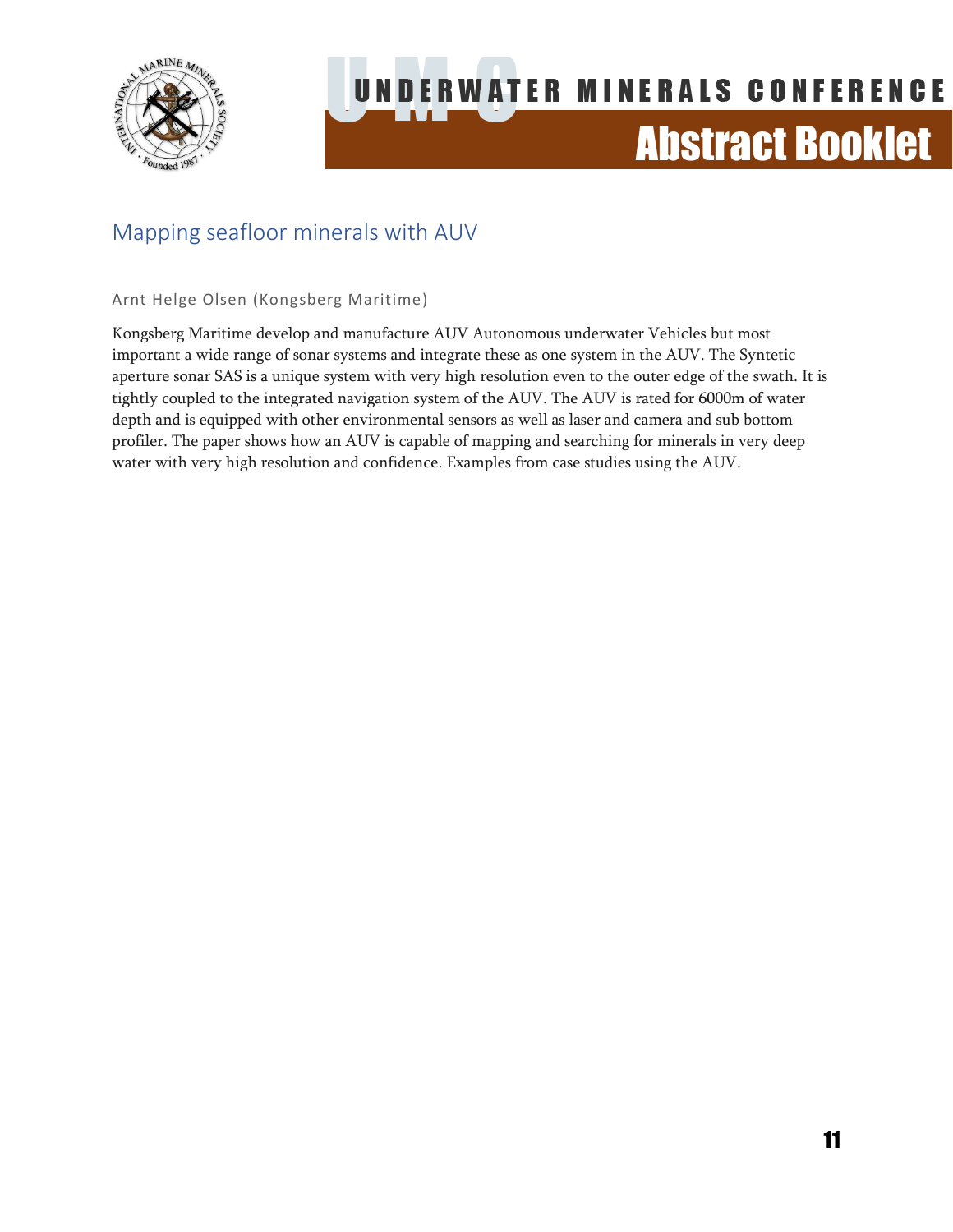## Mapping seafloor minerals with AUV

Arnt Helge Olsen (Kongsberg Maritime)

Kongsberg Maritime develop and manufacture AUV Autonomous underwater Vehicles but most important a wide range of sonar systems and integrate these as one system in the AUV. The Syntetic aperture sonar SAS is a unique system with very high resolution even to the outer edge of the swath. It is tightly coupled to the integrated navigation system of the AUV. The AUV is rated for 6000m of water depth and is equipped with other environmental sensors as well as laser and camera and sub bottom profiler. The paper shows how an AUV is capable of mapping and searching for minerals in very deep water with very high resolution and confidence. Examples from case studies using the AUV.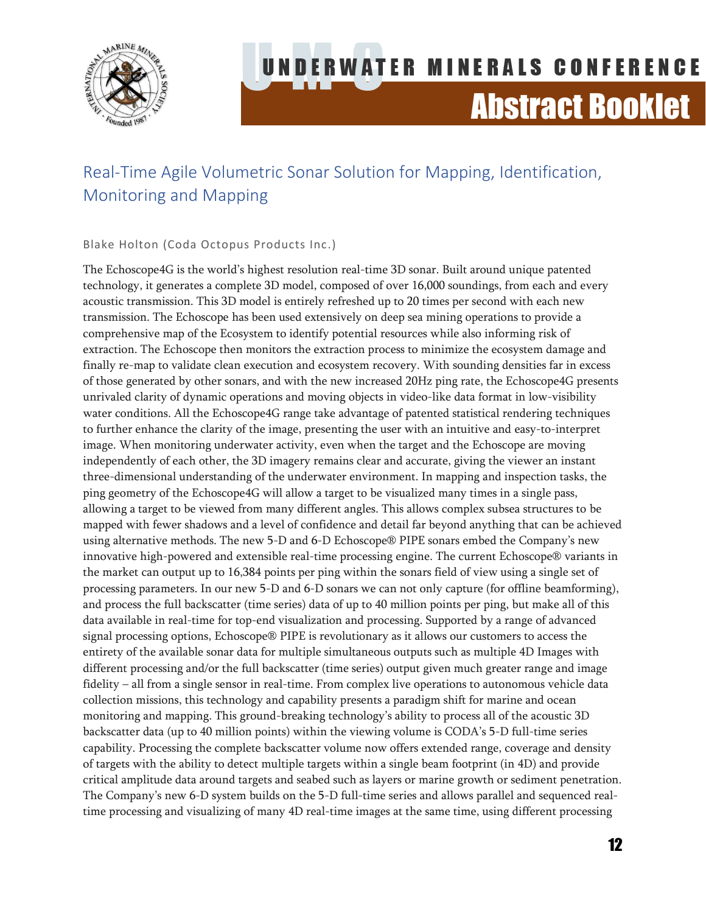## Real-Time Agile Volumetric Sonar Solution for Mapping, Identification, Monitoring and Mapping

Blake Holton (Coda Octopus Products Inc.)

The Echoscope4G is the world's highest resolution real-time 3D sonar. Built around unique patented technology, it generates a complete 3D model, composed of over 16,000 soundings, from each and every acoustic transmission. This 3D model is entirely refreshed up to 20 times per second with each new transmission. The Echoscope has been used extensively on deep sea mining operations to provide a comprehensive map of the Ecosystem to identify potential resources while also informing risk of extraction. The Echoscope then monitors the extraction process to minimize the ecosystem damage and finally re-map to validate clean execution and ecosystem recovery. With sounding densities far in excess of those generated by other sonars, and with the new increased 20Hz ping rate, the Echoscope4G presents unrivaled clarity of dynamic operations and moving objects in video-like data format in low-visibility water conditions. All the Echoscope4G range take advantage of patented statistical rendering techniques to further enhance the clarity of the image, presenting the user with an intuitive and easy-to-interpret image. When monitoring underwater activity, even when the target and the Echoscope are moving independently of each other, the 3D imagery remains clear and accurate, giving the viewer an instant three-dimensional understanding of the underwater environment. In mapping and inspection tasks, the ping geometry of the Echoscope4G will allow a target to be visualized many times in a single pass, allowing a target to be viewed from many different angles. This allows complex subsea structures to be mapped with fewer shadows and a level of confidence and detail far beyond anything that can be achieved using alternative methods. The new 5-D and 6-D Echoscope® PIPE sonars embed the Company's new innovative high-powered and extensible real-time processing engine. The current Echoscope® variants in the market can output up to 16,384 points per ping within the sonars field of view using a single set of processing parameters. In our new 5-D and 6-D sonars we can not only capture (for offline beamforming), and process the full backscatter (time series) data of up to 40 million points per ping, but make all of this data available in real-time for top-end visualization and processing. Supported by a range of advanced signal processing options, Echoscope® PIPE is revolutionary as it allows our customers to access the entirety of the available sonar data for multiple simultaneous outputs such as multiple 4D Images with different processing and/or the full backscatter (time series) output given much greater range and image fidelity – all from a single sensor in real-time. From complex live operations to autonomous vehicle data collection missions, this technology and capability presents a paradigm shift for marine and ocean monitoring and mapping. This ground-breaking technology's ability to process all of the acoustic 3D backscatter data (up to 40 million points) within the viewing volume is CODA's 5-D full-time series capability. Processing the complete backscatter volume now offers extended range, coverage and density of targets with the ability to detect multiple targets within a single beam footprint (in 4D) and provide critical amplitude data around targets and seabed such as layers or marine growth or sediment penetration. The Company's new 6-D system builds on the 5-D full-time series and allows parallel and sequenced real-time processing and visualizing of many 4D real-time images at the same time, using different processing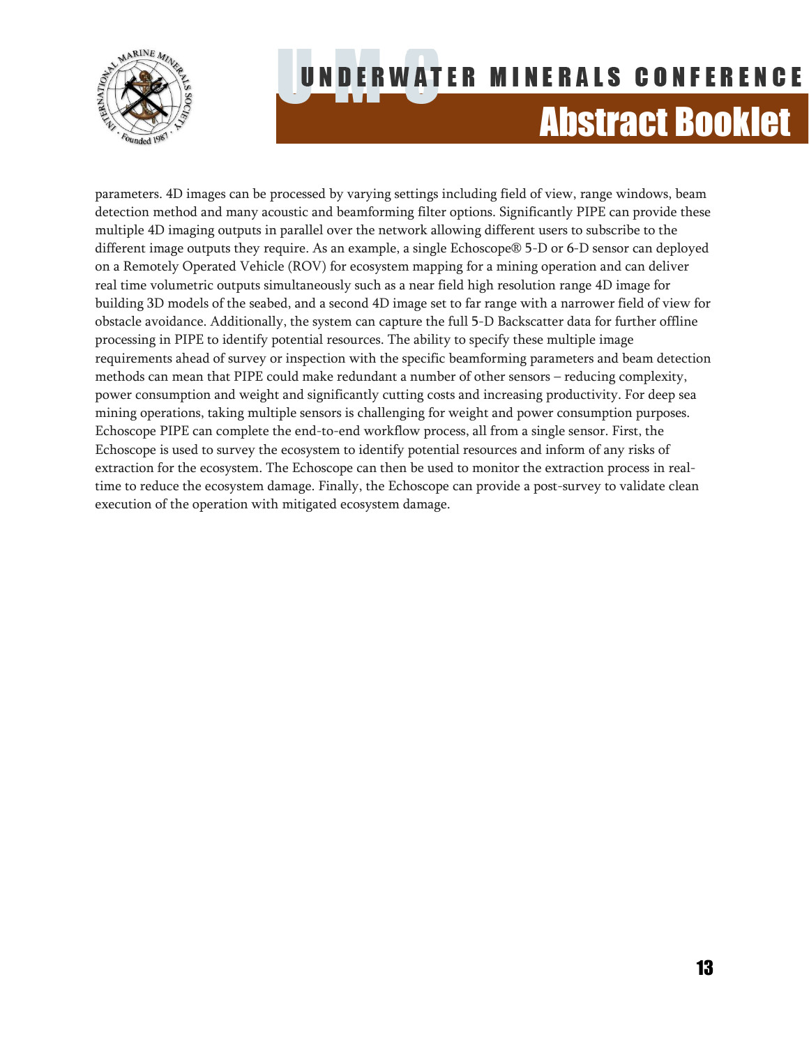parameters. 4D images can be processed by varying settings including field of view, range windows, beam detection method and many acoustic and beamforming filter options. Significantly PIPE can provide these multiple 4D imaging outputs in parallel over the network allowing different users to subscribe to the different image outputs they require. As an example, a single Echoscope® 5-D or 6-D sensor can deployed on a Remotely Operated Vehicle (ROV) for ecosystem mapping for a mining operation and can deliver real time volumetric outputs simultaneously such as a near field high resolution range 4D image for building 3D models of the seabed, and a second 4D image set to far range with a narrower field of view for obstacle avoidance. Additionally, the system can capture the full 5-D Backscatter data for further offline processing in PIPE to identify potential resources. The ability to specify these multiple image requirements ahead of survey or inspection with the specific beamforming parameters and beam detection methods can mean that PIPE could make redundant a number of other sensors – reducing complexity, power consumption and weight and significantly cutting costs and increasing productivity. For deep sea mining operations, taking multiple sensors is challenging for weight and power consumption purposes. Echoscope PIPE can complete the end-to-end workflow process, all from a single sensor. First, the Echoscope is used to survey the ecosystem to identify potential resources and inform of any risks of extraction for the ecosystem. The Echoscope can then be used to monitor the extraction process in real-time to reduce the ecosystem damage. Finally, the Echoscope can provide a post-survey to validate clean execution of the operation with mitigated ecosystem damage.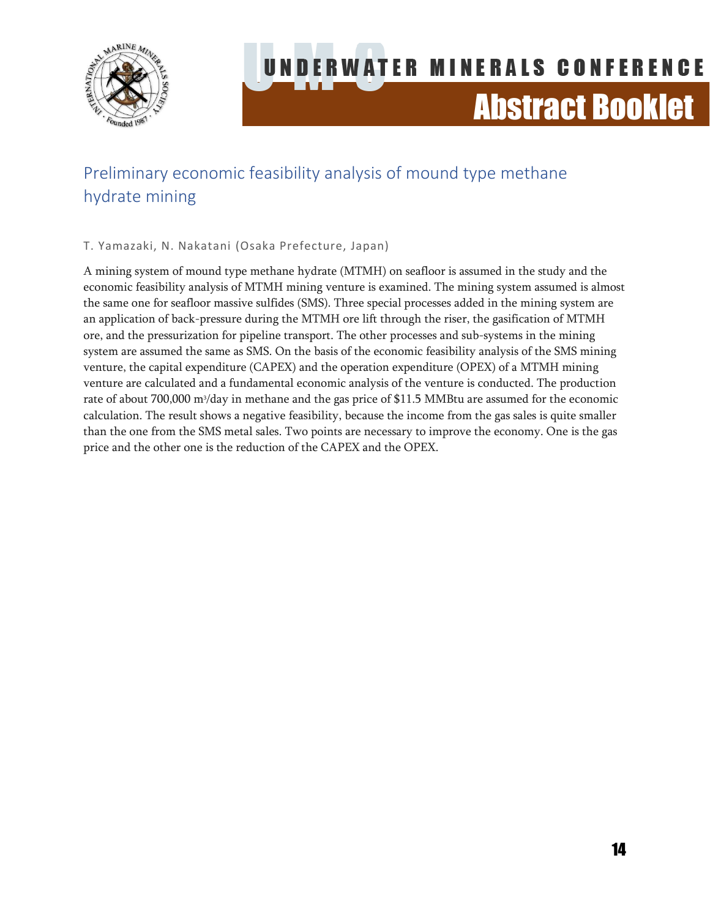## Preliminary economic feasibility analysis of mound type methane hydrate mining

T. Yamazaki, N. Nakatani (Osaka Prefecture, Japan)

A mining system of mound type methane hydrate (MTMH) on seafloor is assumed in the study and the economic feasibility analysis of MTMH mining venture is examined. The mining system assumed is almost the same one for seafloor massive sulfides (SMS). Three special processes added in the mining system are an application of back-pressure during the MTMH ore lift through the riser, the gasification of MTMH ore, and the pressurization for pipeline transport. The other processes and sub-systems in the mining system are assumed the same as SMS. On the basis of the economic feasibility analysis of the SMS mining venture, the capital expenditure (CAPEX) and the operation expenditure (OPEX) of a MTMH mining venture are calculated and a fundamental economic analysis of the venture is conducted. The production rate of about 700,000 $m^3$/day in methane and the gas price of $11.5 MMBtu are assumed for the economic calculation. The result shows a negative feasibility, because the income from the gas sales is quite smaller than the one from the SMS metal sales. Two points are necessary to improve the economy. One is the gas price and the other one is the reduction of the CAPEX and the OPEX.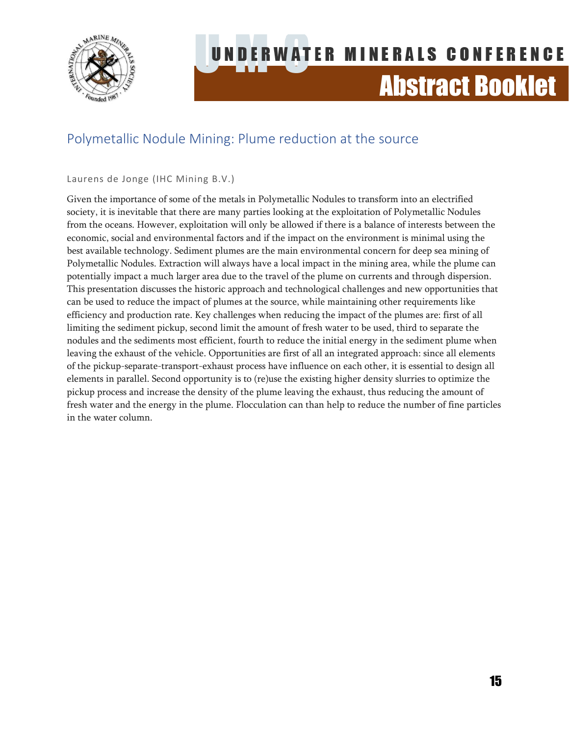## Polymetallic Nodule Mining: Plume reduction at the source

Laurens de Jonge (IHC Mining B.V.)

Given the importance of some of the metals in Polymetallic Nodules to transform into an electrified society, it is inevitable that there are many parties looking at the exploitation of Polymetallic Nodules from the oceans. However, exploitation will only be allowed if there is a balance of interests between the economic, social and environmental factors and if the impact on the environment is minimal using the best available technology. Sediment plumes are the main environmental concern for deep sea mining of Polymetallic Nodules. Extraction will always have a local impact in the mining area, while the plume can potentially impact a much larger area due to the travel of the plume on currents and through dispersion. This presentation discusses the historic approach and technological challenges and new opportunities that can be used to reduce the impact of plumes at the source, while maintaining other requirements like efficiency and production rate. Key challenges when reducing the impact of the plumes are: first of all limiting the sediment pickup, second limit the amount of fresh water to be used, third to separate the nodules and the sediments most efficient, fourth to reduce the initial energy in the sediment plume when leaving the exhaust of the vehicle. Opportunities are first of all an integrated approach: since all elements of the pickup-separate-transport-exhaust process have influence on each other, it is essential to design all elements in parallel. Second opportunity is to (re)use the existing higher density slurries to optimize the pickup process and increase the density of the plume leaving the exhaust, thus reducing the amount of fresh water and the energy in the plume. Flocculation can than help to reduce the number of fine particles in the water column.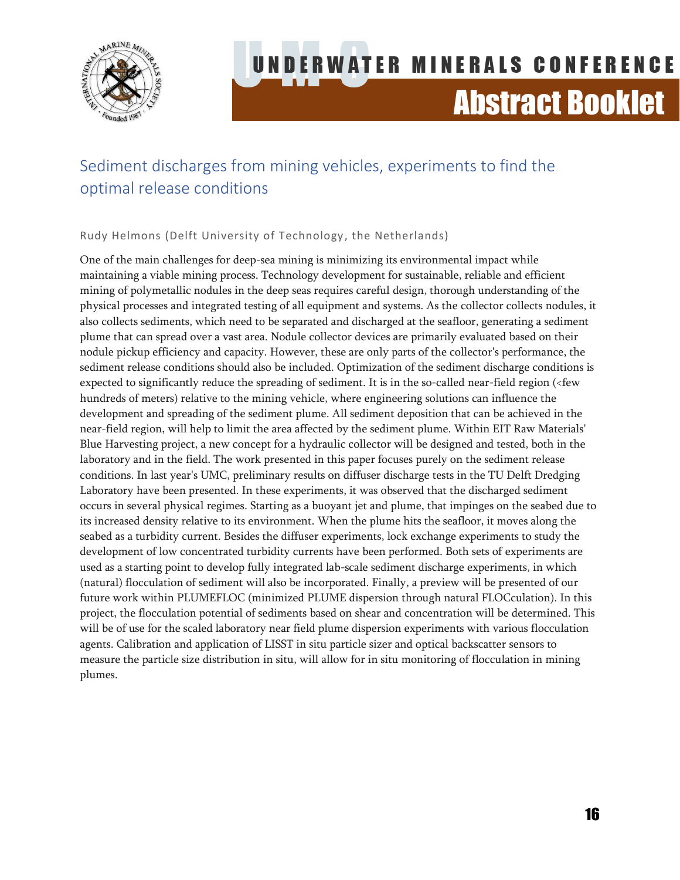## Sediment discharges from mining vehicles, experiments to find the optimal release conditions

Rudy Helmons (Delft University of Technology, the Netherlands)

One of the main challenges for deep-sea mining is minimizing its environmental impact while maintaining a viable mining process. Technology development for sustainable, reliable and efficient mining of polymetallic nodules in the deep seas requires careful design, thorough understanding of the physical processes and integrated testing of all equipment and systems. As the collector collects nodules, it also collects sediments, which need to be separated and discharged at the seafloor, generating a sediment plume that can spread over a vast area. Nodule collector devices are primarily evaluated based on their nodule pickup efficiency and capacity. However, these are only parts of the collector's performance, the sediment release conditions should also be included. Optimization of the sediment discharge conditions is expected to significantly reduce the spreading of sediment. It is in the so-called near-field region (<few hundreds of meters) relative to the mining vehicle, where engineering solutions can influence the development and spreading of the sediment plume. All sediment deposition that can be achieved in the near-field region, will help to limit the area affected by the sediment plume. Within EIT Raw Materials' Blue Harvesting project, a new concept for a hydraulic collector will be designed and tested, both in the laboratory and in the field. The work presented in this paper focuses purely on the sediment release conditions. In last year's UMC, preliminary results on diffuser discharge tests in the TU Delft Dredging Laboratory have been presented. In these experiments, it was observed that the discharged sediment occurs in several physical regimes. Starting as a buoyant jet and plume, that impinges on the seabed due to its increased density relative to its environment. When the plume hits the seafloor, it moves along the seabed as a turbidity current. Besides the diffuser experiments, lock exchange experiments to study the development of low concentrated turbidity currents have been performed. Both sets of experiments are used as a starting point to develop fully integrated lab-scale sediment discharge experiments, in which (natural) flocculation of sediment will also be incorporated. Finally, a preview will be presented of our future work within PLUMEFLOC (minimized PLUME dispersion through natural FLOCculation). In this project, the flocculation potential of sediments based on shear and concentration will be determined. This will be of use for the scaled laboratory near field plume dispersion experiments with various flocculation agents. Calibration and application of LISST in situ particle sizer and optical backscatter sensors to measure the particle size distribution in situ, will allow for in situ monitoring of flocculation in mining plumes.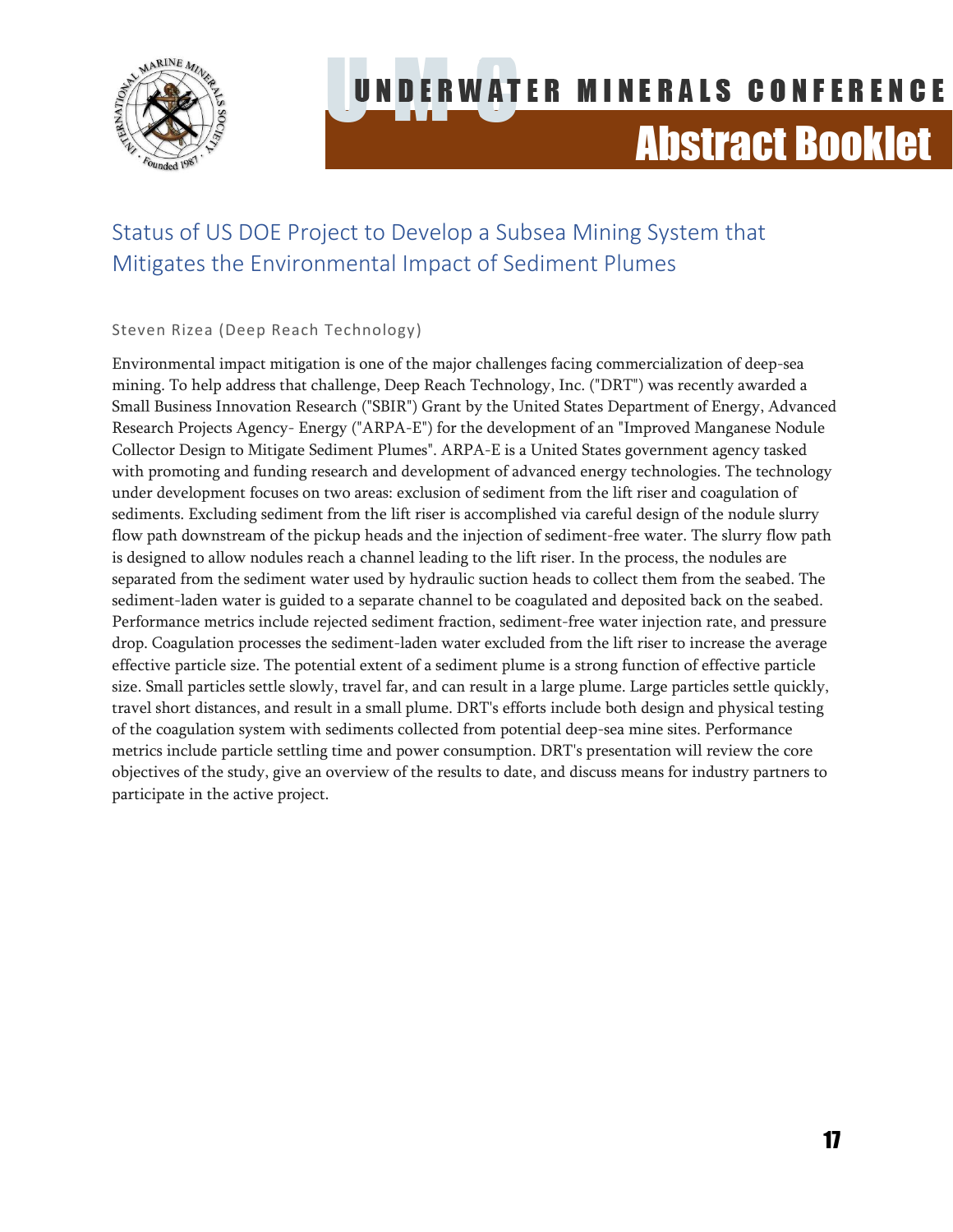## Status of US DOE Project to Develop a Subsea Mining System that Mitigates the Environmental Impact of Sediment Plumes

Steven Rizea (Deep Reach Technology)

Environmental impact mitigation is one of the major challenges facing commercialization of deep-sea mining. To help address that challenge, Deep Reach Technology, Inc. ("DRT") was recently awarded a Small Business Innovation Research ("SBIR") Grant by the United States Department of Energy, Advanced Research Projects Agency- Energy ("ARPA-E") for the development of an "Improved Manganese Nodule Collector Design to Mitigate Sediment Plumes". ARPA-E is a United States government agency tasked with promoting and funding research and development of advanced energy technologies. The technology under development focuses on two areas: exclusion of sediment from the lift riser and coagulation of sediments. Excluding sediment from the lift riser is accomplished via careful design of the nodule slurry flow path downstream of the pickup heads and the injection of sediment-free water. The slurry flow path is designed to allow nodules reach a channel leading to the lift riser. In the process, the nodules are separated from the sediment water used by hydraulic suction heads to collect them from the seabed. The sediment-laden water is guided to a separate channel to be coagulated and deposited back on the seabed. Performance metrics include rejected sediment fraction, sediment-free water injection rate, and pressure drop. Coagulation processes the sediment-laden water excluded from the lift riser to increase the average effective particle size. The potential extent of a sediment plume is a strong function of effective particle size. Small particles settle slowly, travel far, and can result in a large plume. Large particles settle quickly, travel short distances, and result in a small plume. DRT's efforts include both design and physical testing of the coagulation system with sediments collected from potential deep-sea mine sites. Performance metrics include particle settling time and power consumption. DRT's presentation will review the core objectives of the study, give an overview of the results to date, and discuss means for industry partners to participate in the active project.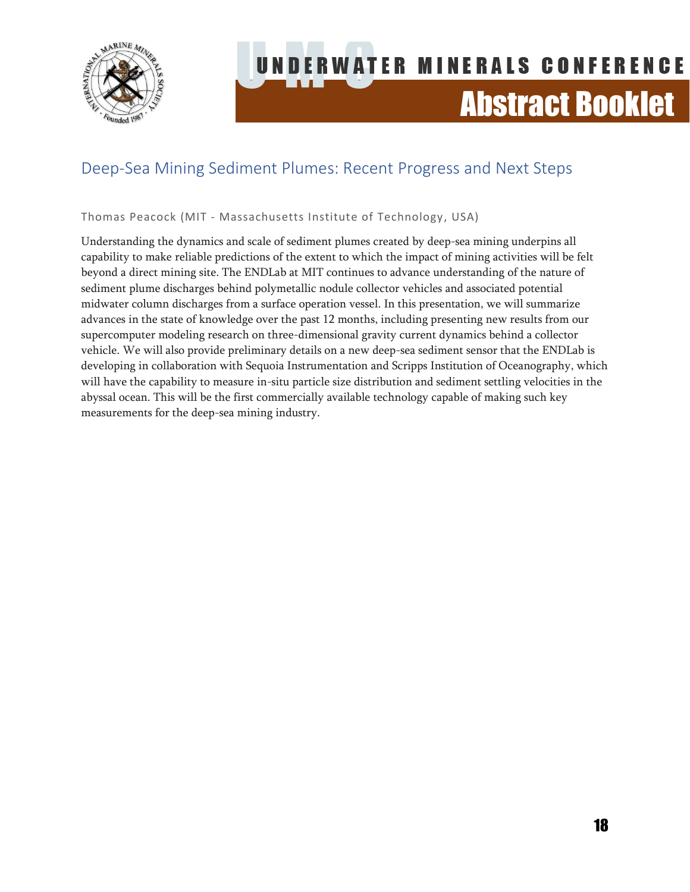## Deep-Sea Mining Sediment Plumes: Recent Progress and Next Steps

Thomas Peacock (MIT - Massachusetts Institute of Technology, USA)

Understanding the dynamics and scale of sediment plumes created by deep-sea mining underpins all capability to make reliable predictions of the extent to which the impact of mining activities will be felt beyond a direct mining site. The ENDLab at MIT continues to advance understanding of the nature of sediment plume discharges behind polymetallic nodule collector vehicles and associated potential midwater column discharges from a surface operation vessel. In this presentation, we will summarize advances in the state of knowledge over the past 12 months, including presenting new results from our supercomputer modeling research on three-dimensional gravity current dynamics behind a collector vehicle. We will also provide preliminary details on a new deep-sea sediment sensor that the ENDLab is developing in collaboration with Sequoia Instrumentation and Scripps Institution of Oceanography, which will have the capability to measure in-situ particle size distribution and sediment settling velocities in the abyssal ocean. This will be the first commercially available technology capable of making such key measurements for the deep-sea mining industry.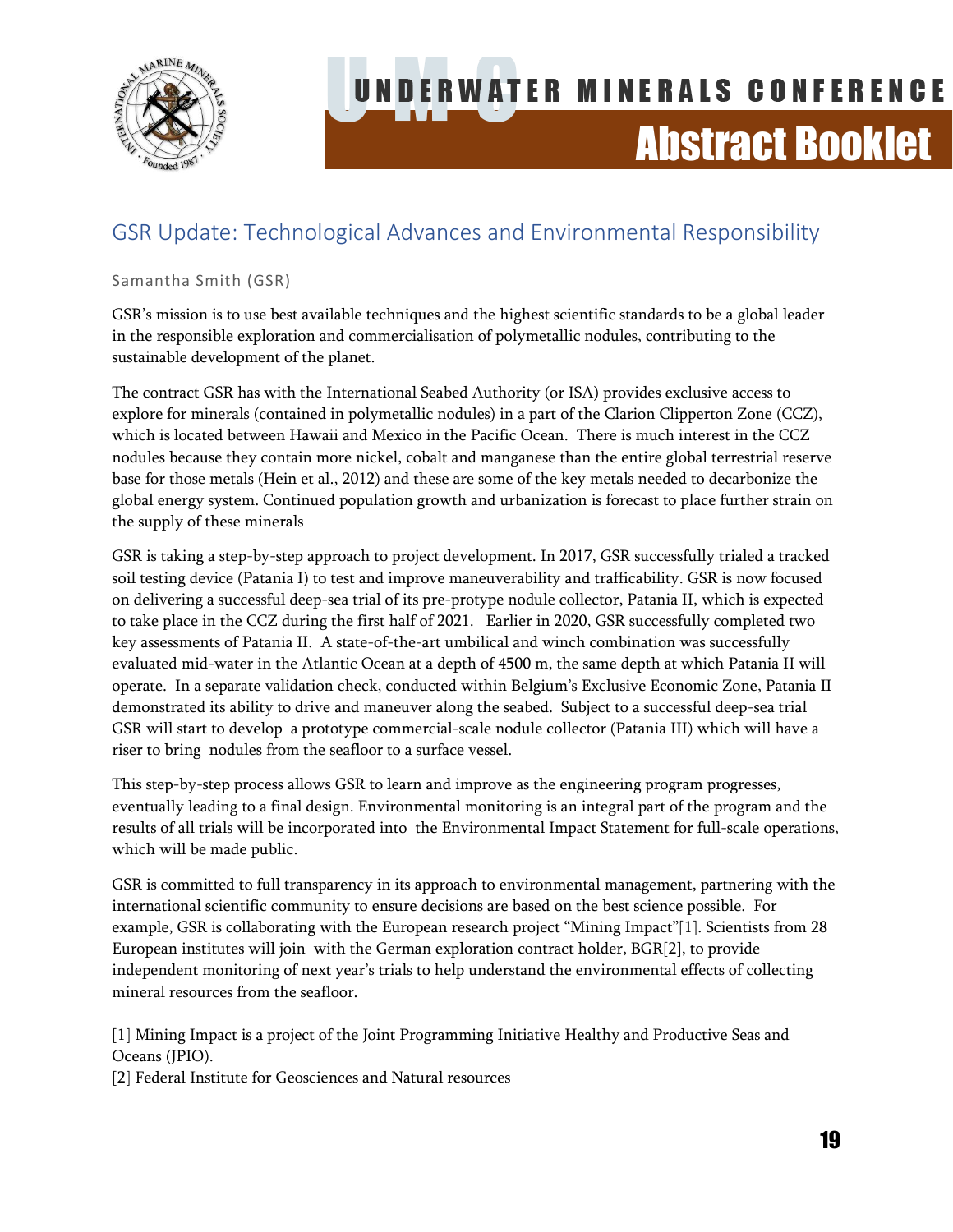## GSR Update: Technological Advances and Environmental Responsibility

Samantha Smith (GSR)

GSR's mission is to use best available techniques and the highest scientific standards to be a global leader in the responsible exploration and commercialisation of polymetallic nodules, contributing to the sustainable development of the planet.

The contract GSR has with the International Seabed Authority (or ISA) provides exclusive access to explore for minerals (contained in polymetallic nodules) in a part of the Clarion Clipperton Zone (CCZ), which is located between Hawaii and Mexico in the Pacific Ocean. There is much interest in the CCZ nodules because they contain more nickel, cobalt and manganese than the entire global terrestrial reserve base for those metals (Hein et al., 2012) and these are some of the key metals needed to decarbonize the global energy system. Continued population growth and urbanization is forecast to place further strain on the supply of these minerals

GSR is taking a step-by-step approach to project development. In 2017, GSR successfully trialed a tracked soil testing device (Patania I) to test and improve maneuverability and trafficability. GSR is now focused on delivering a successful deep-sea trial of its pre-protype nodule collector, Patania II, which is expected to take place in the CCZ during the first half of 2021. Earlier in 2020, GSR successfully completed two key assessments of Patania II. A state-of-the-art umbilical and winch combination was successfully evaluated mid-water in the Atlantic Ocean at a depth of 4500 m, the same depth at which Patania II will operate. In a separate validation check, conducted within Belgium's Exclusive Economic Zone, Patania II demonstrated its ability to drive and maneuver along the seabed. Subject to a successful deep-sea trial GSR will start to develop a prototype commercial-scale nodule collector (Patania III) which will have a riser to bring nodules from the seafloor to a surface vessel.

This step-by-step process allows GSR to learn and improve as the engineering program progresses, eventually leading to a final design. Environmental monitoring is an integral part of the program and the results of all trials will be incorporated into the Environmental Impact Statement for full-scale operations, which will be made public.

GSR is committed to full transparency in its approach to environmental management, partnering with the international scientific community to ensure decisions are based on the best science possible. For example, GSR is collaborating with the European research project "Mining Impact"[1]. Scientists from 28 European institutes will join with the German exploration contract holder, BGR[2], to provide independent monitoring of next year's trials to help understand the environmental effects of collecting mineral resources from the seafloor.

[1] Mining Impact is a project of the Joint Programming Initiative Healthy and Productive Seas and Oceans (JPIO).

[2] Federal Institute for Geosciences and Natural resources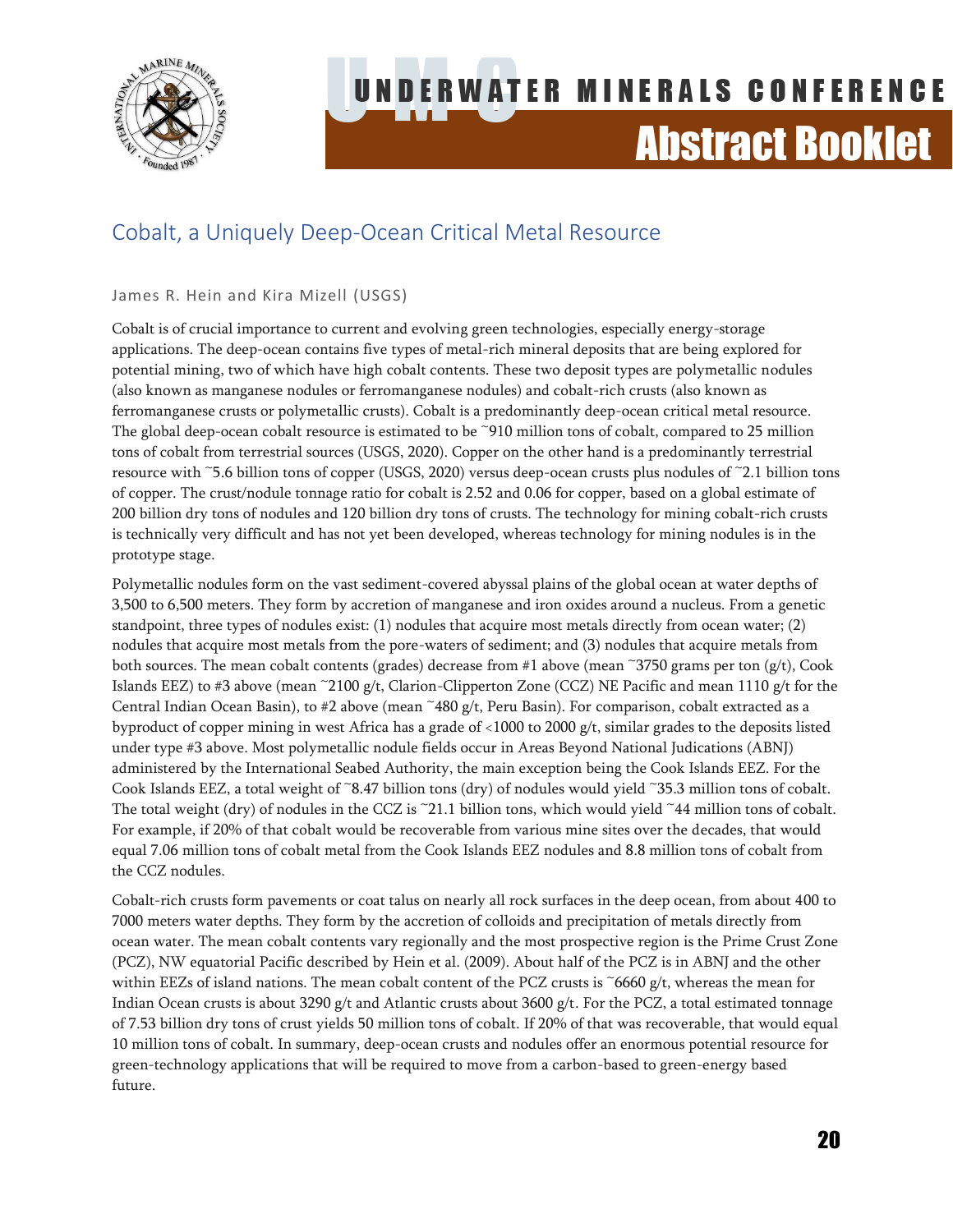## Cobalt, a Uniquely Deep-Ocean Critical Metal Resource

James R. Hein and Kira Mizell (USGS)

Cobalt is of crucial importance to current and evolving green technologies, especially energy-storage applications. The deep-ocean contains five types of metal-rich mineral deposits that are being explored for potential mining, two of which have high cobalt contents. These two deposit types are polymetallic nodules (also known as manganese nodules or ferromanganese nodules) and cobalt-rich crusts (also known as ferromanganese crusts or polymetallic crusts). Cobalt is a predominantly deep-ocean critical metal resource. The global deep-ocean cobalt resource is estimated to be ~910 million tons of cobalt, compared to 25 million tons of cobalt from terrestrial sources (USGS, 2020). Copper on the other hand is a predominantly terrestrial resource with ~5.6 billion tons of copper (USGS, 2020) versus deep-ocean crusts plus nodules of ~2.1 billion tons of copper. The crust/nodule tonnage ratio for cobalt is 2.52 and 0.06 for copper, based on a global estimate of 200 billion dry tons of nodules and 120 billion dry tons of crusts. The technology for mining cobalt-rich crusts is technically very difficult and has not yet been developed, whereas technology for mining nodules is in the prototype stage.

Polymetallic nodules form on the vast sediment-covered abyssal plains of the global ocean at water depths of 3,500 to 6,500 meters. They form by accretion of manganese and iron oxides around a nucleus. From a genetic standpoint, three types of nodules exist: (1) nodules that acquire most metals directly from ocean water; (2) nodules that acquire most metals from the pore-waters of sediment; and (3) nodules that acquire metals from both sources. The mean cobalt contents (grades) decrease from #1 above (mean ~3750 grams per ton (g/t), Cook Islands EEZ) to #3 above (mean ~2100 g/t, Clarion-Clipperton Zone (CCZ) NE Pacific and mean 1110 g/t for the Central Indian Ocean Basin), to #2 above (mean ~480 g/t, Peru Basin). For comparison, cobalt extracted as a byproduct of copper mining in west Africa has a grade of <1000 to 2000 g/t, similar grades to the deposits listed under type #3 above. Most polymetallic nodule fields occur in Areas Beyond National Judications (ABNJ) administered by the International Seabed Authority, the main exception being the Cook Islands EEZ. For the Cook Islands EEZ, a total weight of ~8.47 billion tons (dry) of nodules would yield ~35.3 million tons of cobalt. The total weight (dry) of nodules in the CCZ is ~21.1 billion tons, which would yield ~44 million tons of cobalt. For example, if 20% of that cobalt would be recoverable from various mine sites over the decades, that would equal 7.06 million tons of cobalt metal from the Cook Islands EEZ nodules and 8.8 million tons of cobalt from the CCZ nodules.

Cobalt-rich crusts form pavements or coat talus on nearly all rock surfaces in the deep ocean, from about 400 to 7000 meters water depths. They form by the accretion of colloids and precipitation of metals directly from ocean water. The mean cobalt contents vary regionally and the most prospective region is the Prime Crust Zone (PCZ), NW equatorial Pacific described by Hein et al. (2009). About half of the PCZ is in ABNJ and the other within EEZs of island nations. The mean cobalt content of the PCZ crusts is ~6660 g/t, whereas the mean for Indian Ocean crusts is about 3290 g/t and Atlantic crusts about 3600 g/t. For the PCZ, a total estimated tonnage of 7.53 billion dry tons of crust yields 50 million tons of cobalt. If 20% of that was recoverable, that would equal 10 million tons of cobalt. In summary, deep-ocean crusts and nodules offer an enormous potential resource for green-technology applications that will be required to move from a carbon-based to green-energy based future.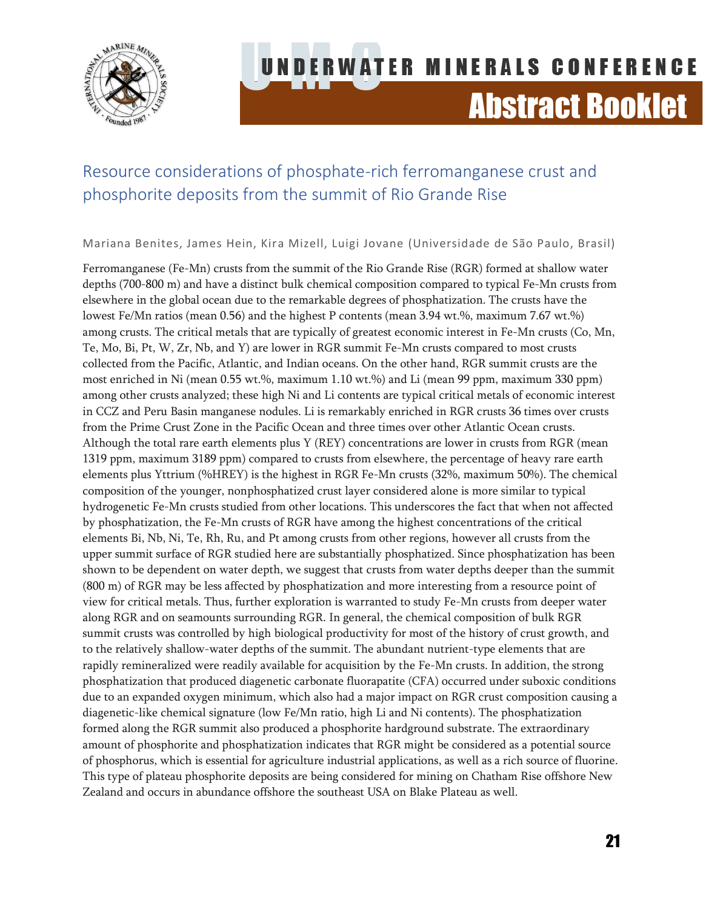## Resource considerations of phosphate-rich ferromanganese crust and phosphorite deposits from the summit of Rio Grande Rise

Mariana Benites, James Hein, Kira Mizell, Luigi Jovane (Universidade de São Paulo, Brasil)

Ferromanganese (Fe-Mn) crusts from the summit of the Rio Grande Rise (RGR) formed at shallow water depths (700-800 m) and have a distinct bulk chemical composition compared to typical Fe-Mn crusts from elsewhere in the global ocean due to the remarkable degrees of phosphatization. The crusts have the lowest Fe/Mn ratios (mean 0.56) and the highest P contents (mean 3.94 wt.%, maximum 7.67 wt.%) among crusts. The critical metals that are typically of greatest economic interest in Fe-Mn crusts (Co, Mn, Te, Mo, Bi, Pt, W, Zr, Nb, and Y) are lower in RGR summit Fe-Mn crusts compared to most crusts collected from the Pacific, Atlantic, and Indian oceans. On the other hand, RGR summit crusts are the most enriched in Ni (mean 0.55 wt.%, maximum 1.10 wt.%) and Li (mean 99 ppm, maximum 330 ppm) among other crusts analyzed; these high Ni and Li contents are typical critical metals of economic interest in CCZ and Peru Basin manganese nodules. Li is remarkably enriched in RGR crusts 36 times over crusts from the Prime Crust Zone in the Pacific Ocean and three times over other Atlantic Ocean crusts. Although the total rare earth elements plus Y (REY) concentrations are lower in crusts from RGR (mean 1319 ppm, maximum 3189 ppm) compared to crusts from elsewhere, the percentage of heavy rare earth elements plus Yttrium (%HREY) is the highest in RGR Fe-Mn crusts (32%, maximum 50%). The chemical composition of the younger, nonphosphatized crust layer considered alone is more similar to typical hydrogenetic Fe-Mn crusts studied from other locations. This underscores the fact that when not affected by phosphatization, the Fe-Mn crusts of RGR have among the highest concentrations of the critical elements Bi, Nb, Ni, Te, Rh, Ru, and Pt among crusts from other regions, however all crusts from the upper summit surface of RGR studied here are substantially phosphatized. Since phosphatization has been shown to be dependent on water depth, we suggest that crusts from water depths deeper than the summit (800 m) of RGR may be less affected by phosphatization and more interesting from a resource point of view for critical metals. Thus, further exploration is warranted to study Fe-Mn crusts from deeper water along RGR and on seamounts surrounding RGR. In general, the chemical composition of bulk RGR summit crusts was controlled by high biological productivity for most of the history of crust growth, and to the relatively shallow-water depths of the summit. The abundant nutrient-type elements that are rapidly remineralized were readily available for acquisition by the Fe-Mn crusts. In addition, the strong phosphatization that produced diagenetic carbonate fluorapatite (CFA) occurred under suboxic conditions due to an expanded oxygen minimum, which also had a major impact on RGR crust composition causing a diagenetic-like chemical signature (low Fe/Mn ratio, high Li and Ni contents). The phosphatization formed along the RGR summit also produced a phosphorite hardground substrate. The extraordinary amount of phosphorite and phosphatization indicates that RGR might be considered as a potential source of phosphorus, which is essential for agriculture industrial applications, as well as a rich source of fluorine. This type of plateau phosphorite deposits are being considered for mining on Chatham Rise offshore New Zealand and occurs in abundance offshore the southeast USA on Blake Plateau as well.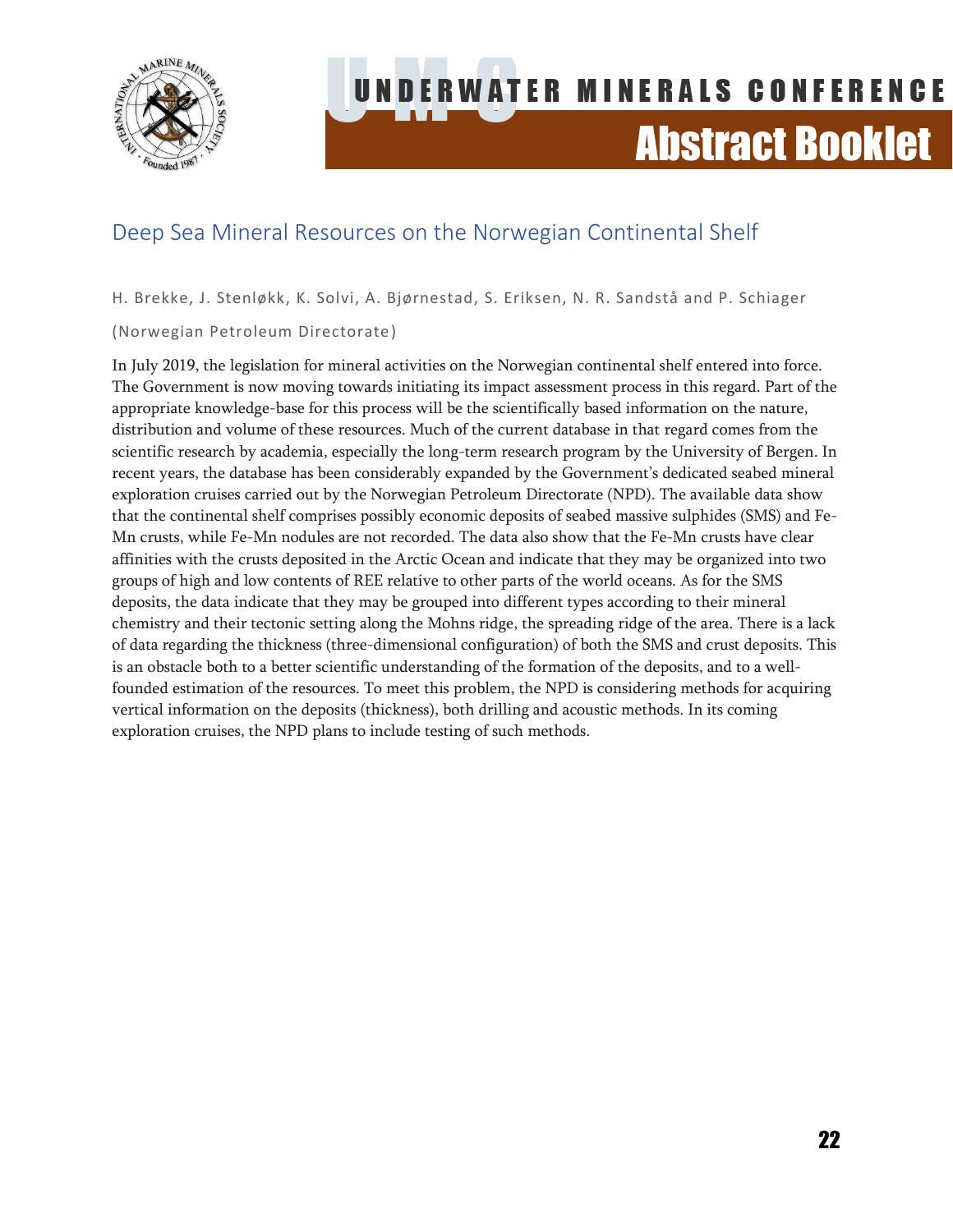## Deep Sea Mineral Resources on the Norwegian Continental Shelf

H. Brekke, J. Stenløkk, K. Solvi, A. Bjørnestad, S. Eriksen, N. R. Sandstå and P. Schiager

(Norwegian Petroleum Directorate)

In July 2019, the legislation for mineral activities on the Norwegian continental shelf entered into force. The Government is now moving towards initiating its impact assessment process in this regard. Part of the appropriate knowledge-base for this process will be the scientifically based information on the nature, distribution and volume of these resources. Much of the current database in that regard comes from the scientific research by academia, especially the long-term research program by the University of Bergen. In recent years, the database has been considerably expanded by the Government's dedicated seabed mineral exploration cruises carried out by the Norwegian Petroleum Directorate (NPD). The available data show that the continental shelf comprises possibly economic deposits of seabed massive sulphides (SMS) and Fe-Mn crusts, while Fe-Mn nodules are not recorded. The data also show that the Fe-Mn crusts have clear affinities with the crusts deposited in the Arctic Ocean and indicate that they may be organized into two groups of high and low contents of REE relative to other parts of the world oceans. As for the SMS deposits, the data indicate that they may be grouped into different types according to their mineral chemistry and their tectonic setting along the Mohns ridge, the spreading ridge of the area. There is a lack of data regarding the thickness (three-dimensional configuration) of both the SMS and crust deposits. This is an obstacle both to a better scientific understanding of the formation of the deposits, and to a well-founded estimation of the resources. To meet this problem, the NPD is considering methods for acquiring vertical information on the deposits (thickness), both drilling and acoustic methods. In its coming exploration cruises, the NPD plans to include testing of such methods.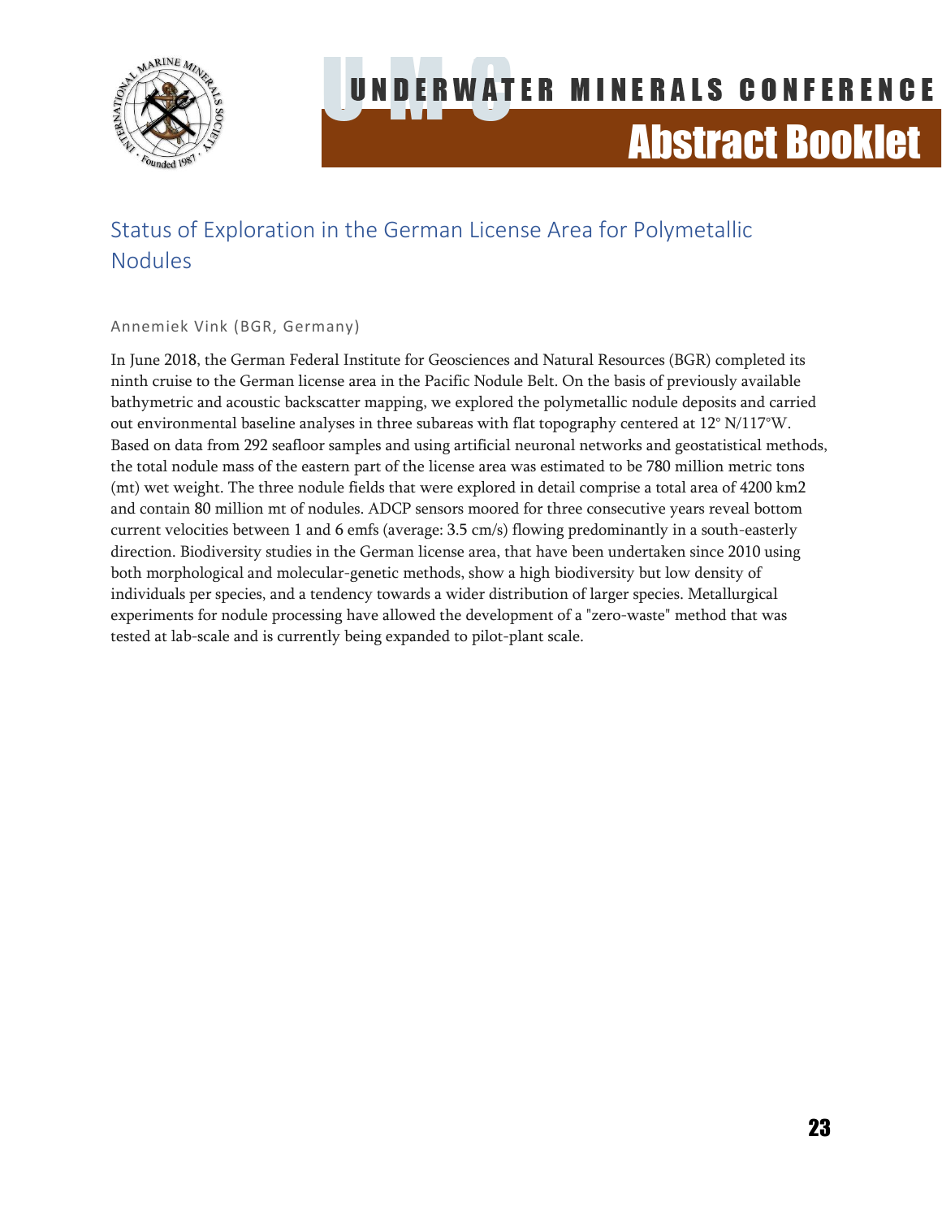## Status of Exploration in the German License Area for Polymetallic Nodules

Annemiek Vink (BGR, Germany)

In June 2018, the German Federal Institute for Geosciences and Natural Resources (BGR) completed its ninth cruise to the German license area in the Pacific Nodule Belt. On the basis of previously available bathymetric and acoustic backscatter mapping, we explored the polymetallic nodule deposits and carried out environmental baseline analyses in three subareas with flat topography centered at 12° N/117°W. Based on data from 292 seafloor samples and using artificial neuronal networks and geostatistical methods, the total nodule mass of the eastern part of the license area was estimated to be 780 million metric tons (mt) wet weight. The three nodule fields that were explored in detail comprise a total area of 4200 km2 and contain 80 million mt of nodules. ADCP sensors moored for three consecutive years reveal bottom current velocities between 1 and 6 emfs (average: 3.5 cm/s) flowing predominantly in a south-easterly direction. Biodiversity studies in the German license area, that have been undertaken since 2010 using both morphological and molecular-genetic methods, show a high biodiversity but low density of individuals per species, and a tendency towards a wider distribution of larger species. Metallurgical experiments for nodule processing have allowed the development of a "zero-waste" method that was tested at lab-scale and is currently being expanded to pilot-plant scale.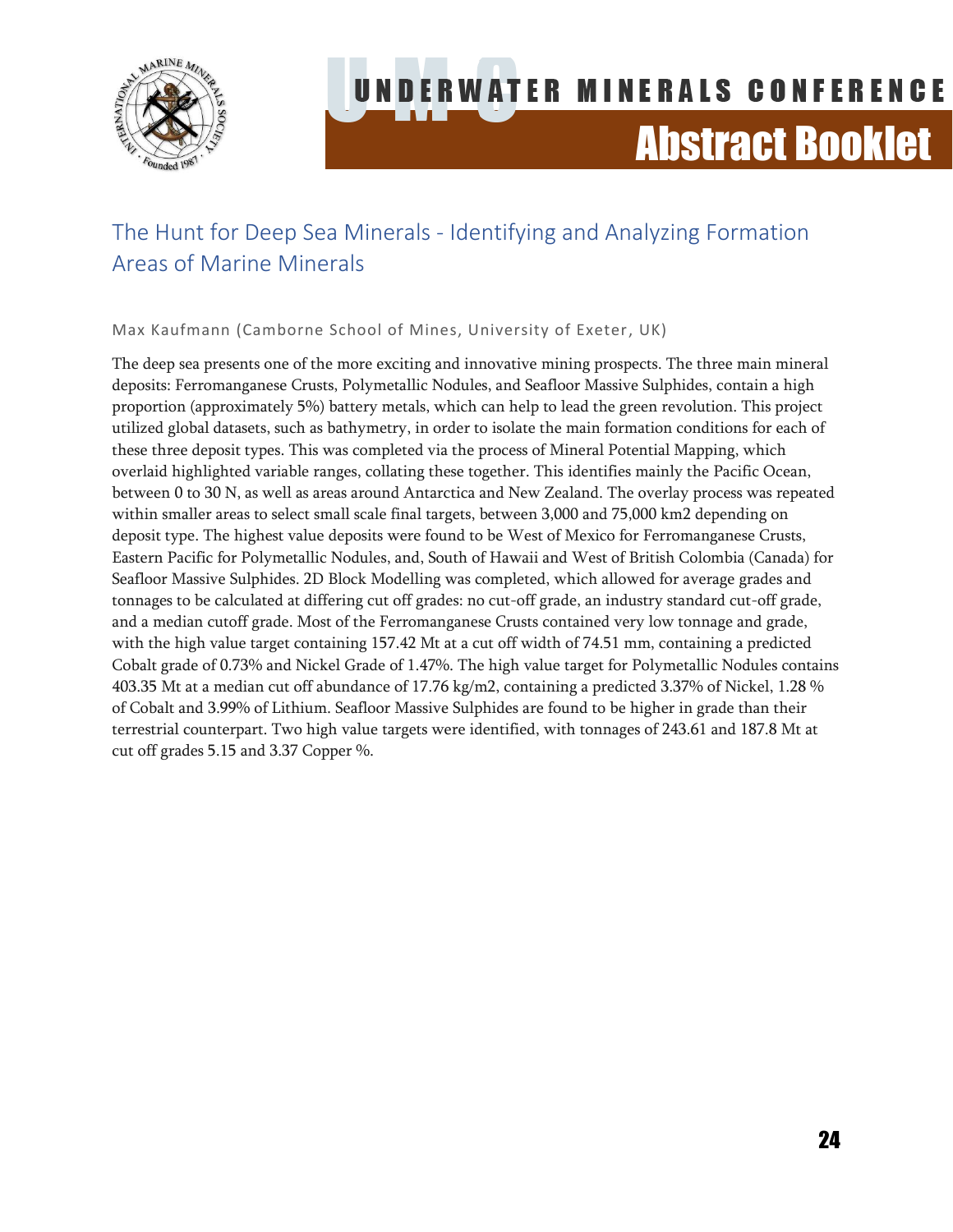## The Hunt for Deep Sea Minerals - Identifying and Analyzing Formation Areas of Marine Minerals

Max Kaufmann (Camborne School of Mines, University of Exeter, UK)

The deep sea presents one of the more exciting and innovative mining prospects. The three main mineral deposits: Ferromanganese Crusts, Polymetallic Nodules, and Seafloor Massive Sulphides, contain a high proportion (approximately 5%) battery metals, which can help to lead the green revolution. This project utilized global datasets, such as bathymetry, in order to isolate the main formation conditions for each of these three deposit types. This was completed via the process of Mineral Potential Mapping, which overlaid highlighted variable ranges, collating these together. This identifies mainly the Pacific Ocean, between 0 to 30 N, as well as areas around Antarctica and New Zealand. The overlay process was repeated within smaller areas to select small scale final targets, between 3,000 and 75,000 km2 depending on deposit type. The highest value deposits were found to be West of Mexico for Ferromanganese Crusts, Eastern Pacific for Polymetallic Nodules, and, South of Hawaii and West of British Colombia (Canada) for Seafloor Massive Sulphides. 2D Block Modelling was completed, which allowed for average grades and tonnages to be calculated at differing cut off grades: no cut-off grade, an industry standard cut-off grade, and a median cutoff grade. Most of the Ferromanganese Crusts contained very low tonnage and grade, with the high value target containing 157.42 Mt at a cut off width of 74.51 mm, containing a predicted Cobalt grade of 0.73% and Nickel Grade of 1.47%. The high value target for Polymetallic Nodules contains 403.35 Mt at a median cut off abundance of 17.76 kg/m2, containing a predicted 3.37% of Nickel, 1.28 % of Cobalt and 3.99% of Lithium. Seafloor Massive Sulphides are found to be higher in grade than their terrestrial counterpart. Two high value targets were identified, with tonnages of 243.61 and 187.8 Mt at cut off grades 5.15 and 3.37 Copper %.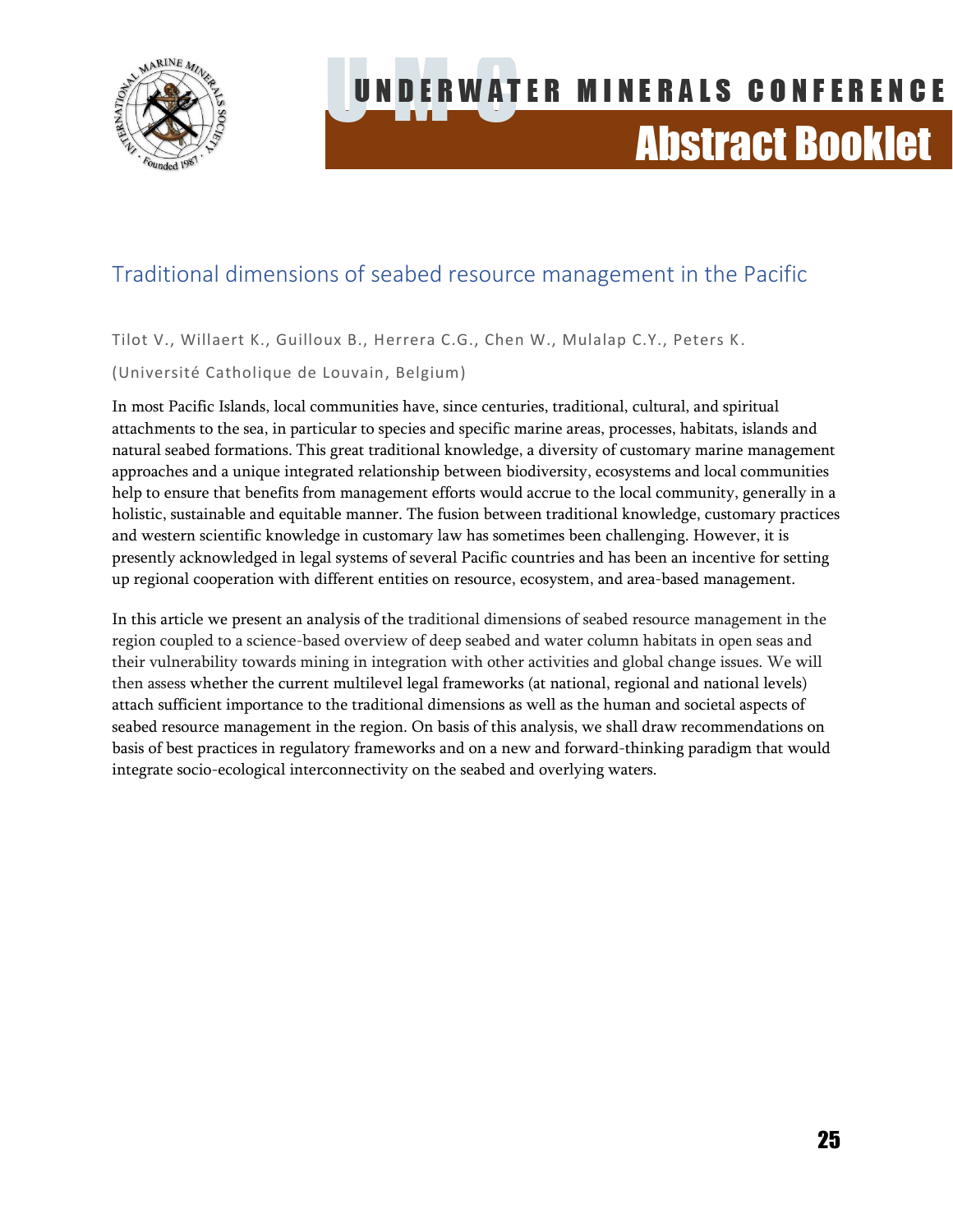## Traditional dimensions of seabed resource management in the Pacific

Tilot V., Willaert K., Guilloux B., Herrera C.G., Chen W., Mulalap C.Y., Peters K.

(Université Catholique de Louvain, Belgium)

In most Pacific Islands, local communities have, since centuries, traditional, cultural, and spiritual attachments to the sea, in particular to species and specific marine areas, processes, habitats, islands and natural seabed formations. This great traditional knowledge, a diversity of customary marine management approaches and a unique integrated relationship between biodiversity, ecosystems and local communities help to ensure that benefits from management efforts would accrue to the local community, generally in a holistic, sustainable and equitable manner. The fusion between traditional knowledge, customary practices and western scientific knowledge in customary law has sometimes been challenging. However, it is presently acknowledged in legal systems of several Pacific countries and has been an incentive for setting up regional cooperation with different entities on resource, ecosystem, and area-based management.

In this article we present an analysis of the traditional dimensions of seabed resource management in the region coupled to a science-based overview of deep seabed and water column habitats in open seas and their vulnerability towards mining in integration with other activities and global change issues. We will then assess whether the current multilevel legal frameworks (at national, regional and national levels) attach sufficient importance to the traditional dimensions as well as the human and societal aspects of seabed resource management in the region. On basis of this analysis, we shall draw recommendations on basis of best practices in regulatory frameworks and on a new and forward-thinking paradigm that would integrate socio-ecological interconnectivity on the seabed and overlying waters.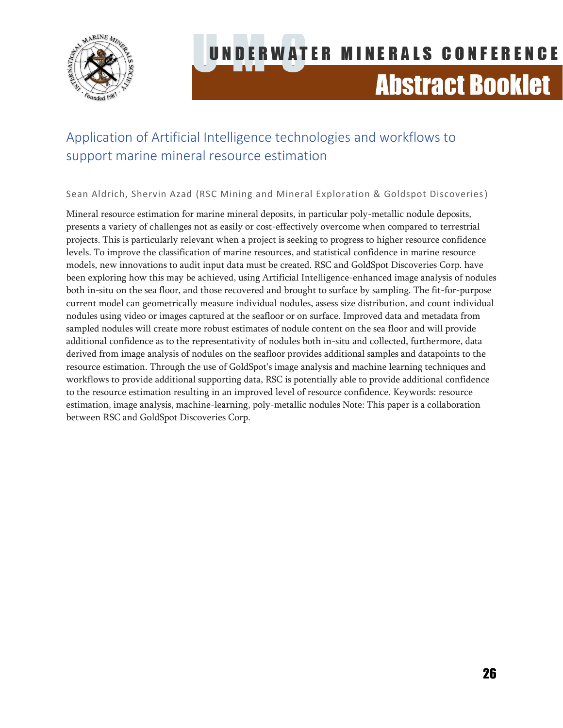## Application of Artificial Intelligence technologies and workflows to support marine mineral resource estimation

Sean Aldrich, Shervin Azad (RSC Mining and Mineral Exploration & Goldspot Discoveries)

Mineral resource estimation for marine mineral deposits, in particular poly-metallic nodule deposits, presents a variety of challenges not as easily or cost-effectively overcome when compared to terrestrial projects. This is particularly relevant when a project is seeking to progress to higher resource confidence levels. To improve the classification of marine resources, and statistical confidence in marine resource models, new innovations to audit input data must be created. RSC and GoldSpot Discoveries Corp. have been exploring how this may be achieved, using Artificial Intelligence-enhanced image analysis of nodules both in-situ on the sea floor, and those recovered and brought to surface by sampling. The fit-for-purpose current model can geometrically measure individual nodules, assess size distribution, and count individual nodules using video or images captured at the seafloor or on surface. Improved data and metadata from sampled nodules will create more robust estimates of nodule content on the sea floor and will provide additional confidence as to the representativity of nodules both in-situ and collected, furthermore, data derived from image analysis of nodules on the seafloor provides additional samples and datapoints to the resource estimation. Through the use of GoldSpot's image analysis and machine learning techniques and workflows to provide additional supporting data, RSC is potentially able to provide additional confidence to the resource estimation resulting in an improved level of resource confidence. Keywords: resource estimation, image analysis, machine-learning, poly-metallic nodules Note: This paper is a collaboration between RSC and GoldSpot Discoveries Corp.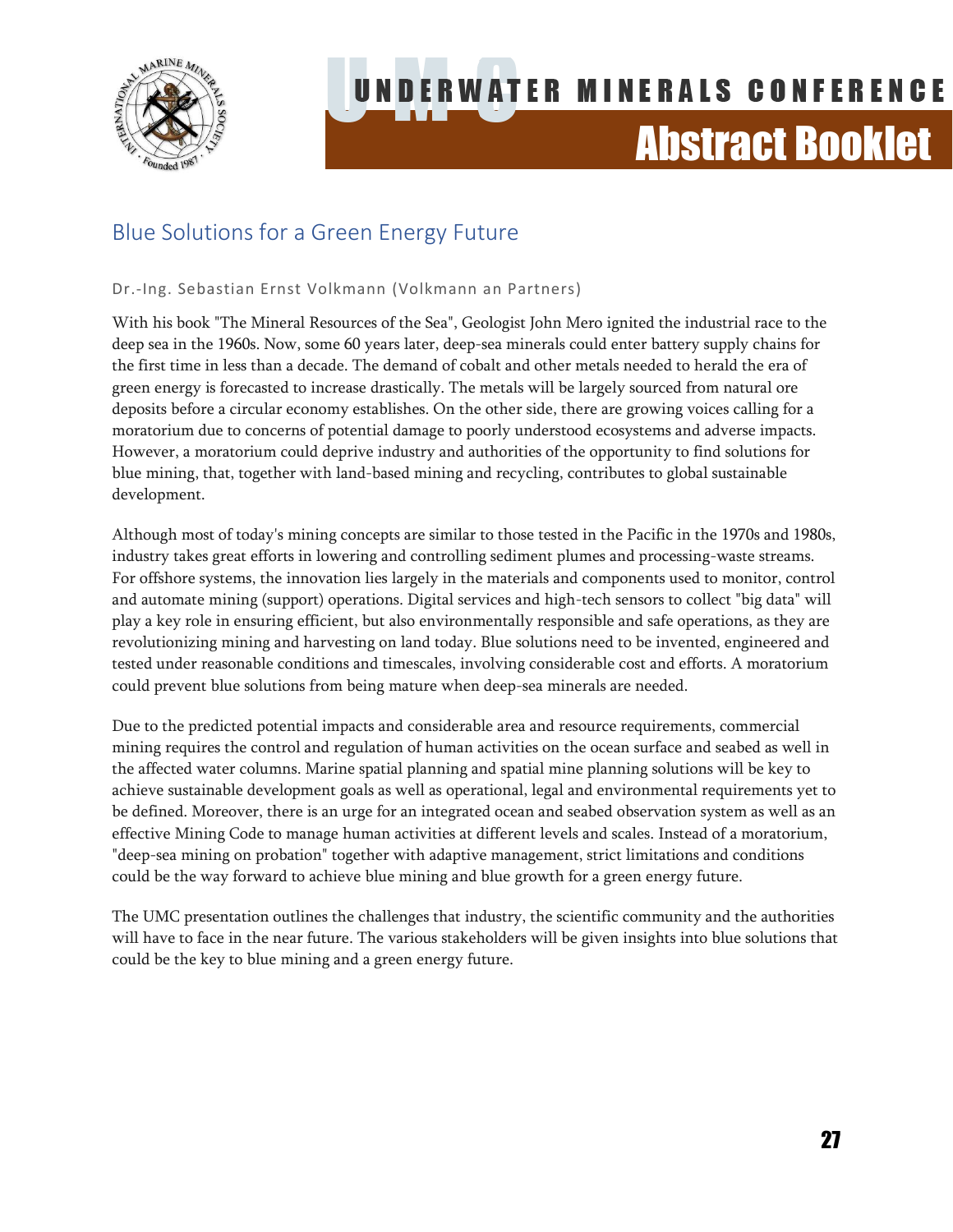## Blue Solutions for a Green Energy Future

Dr.-Ing. Sebastian Ernst Volkmann (Volkmann an Partners)

With his book "The Mineral Resources of the Sea", Geologist John Mero ignited the industrial race to the deep sea in the 1960s. Now, some 60 years later, deep-sea minerals could enter battery supply chains for the first time in less than a decade. The demand of cobalt and other metals needed to herald the era of green energy is forecasted to increase drastically. The metals will be largely sourced from natural ore deposits before a circular economy establishes. On the other side, there are growing voices calling for a moratorium due to concerns of potential damage to poorly understood ecosystems and adverse impacts. However, a moratorium could deprive industry and authorities of the opportunity to find solutions for blue mining, that, together with land-based mining and recycling, contributes to global sustainable development.

Although most of today's mining concepts are similar to those tested in the Pacific in the 1970s and 1980s, industry takes great efforts in lowering and controlling sediment plumes and processing-waste streams. For offshore systems, the innovation lies largely in the materials and components used to monitor, control and automate mining (support) operations. Digital services and high-tech sensors to collect "big data" will play a key role in ensuring efficient, but also environmentally responsible and safe operations, as they are revolutionizing mining and harvesting on land today. Blue solutions need to be invented, engineered and tested under reasonable conditions and timescales, involving considerable cost and efforts. A moratorium could prevent blue solutions from being mature when deep-sea minerals are needed.

Due to the predicted potential impacts and considerable area and resource requirements, commercial mining requires the control and regulation of human activities on the ocean surface and seabed as well in the affected water columns. Marine spatial planning and spatial mine planning solutions will be key to achieve sustainable development goals as well as operational, legal and environmental requirements yet to be defined. Moreover, there is an urge for an integrated ocean and seabed observation system as well as an effective Mining Code to manage human activities at different levels and scales. Instead of a moratorium, "deep-sea mining on probation" together with adaptive management, strict limitations and conditions could be the way forward to achieve blue mining and blue growth for a green energy future.

The UMC presentation outlines the challenges that industry, the scientific community and the authorities will have to face in the near future. The various stakeholders will be given insights into blue solutions that could be the key to blue mining and a green energy future.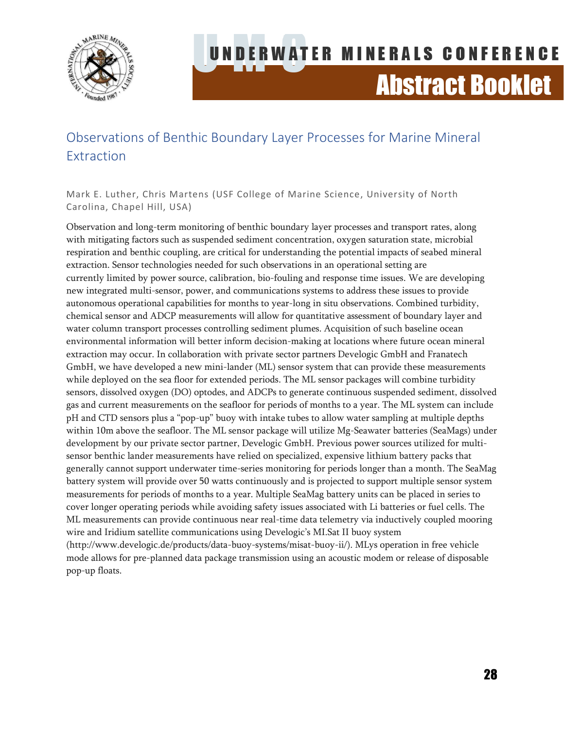## Observations of Benthic Boundary Layer Processes for Marine Mineral Extraction

Mark E. Luther, Chris Martens (USF College of Marine Science, University of North Carolina, Chapel Hill, USA)

Observation and long-term monitoring of benthic boundary layer processes and transport rates, along with mitigating factors such as suspended sediment concentration, oxygen saturation state, microbial respiration and benthic coupling, are critical for understanding the potential impacts of seabed mineral extraction. Sensor technologies needed for such observations in an operational setting are currently limited by power source, calibration, bio-fouling and response time issues. We are developing new integrated multi-sensor, power, and communications systems to address these issues to provide autonomous operational capabilities for months to year-long in situ observations. Combined turbidity, chemical sensor and ADCP measurements will allow for quantitative assessment of boundary layer and water column transport processes controlling sediment plumes. Acquisition of such baseline ocean environmental information will better inform decision-making at locations where future ocean mineral extraction may occur. In collaboration with private sector partners Develogic GmbH and Franatech GmbH, we have developed a new mini-lander (ML) sensor system that can provide these measurements while deployed on the sea floor for extended periods. The ML sensor packages will combine turbidity sensors, dissolved oxygen (DO) optodes, and ADCPs to generate continuous suspended sediment, dissolved gas and current measurements on the seafloor for periods of months to a year. The ML system can include pH and CTD sensors plus a "pop-up" buoy with intake tubes to allow water sampling at multiple depths within 10m above the seafloor. The ML sensor package will utilize Mg-Seawater batteries (SeaMags) under development by our private sector partner, Develogic GmbH. Previous power sources utilized for multi-sensor benthic lander measurements have relied on specialized, expensive lithium battery packs that generally cannot support underwater time-series monitoring for periods longer than a month. The SeaMag battery system will provide over 50 watts continuously and is projected to support multiple sensor system measurements for periods of months to a year. Multiple SeaMag battery units can be placed in series to cover longer operating periods while avoiding safety issues associated with Li batteries or fuel cells. The ML measurements can provide continuous near real-time data telemetry via inductively coupled mooring wire and Iridium satellite communications using Develogic's MI.Sat II buoy system (http://www.develogic.de/products/data-buoy-systems/misat-buoy-ii/). MLys operation in free vehicle mode allows for pre-planned data package transmission using an acoustic modem or release of disposable pop-up floats.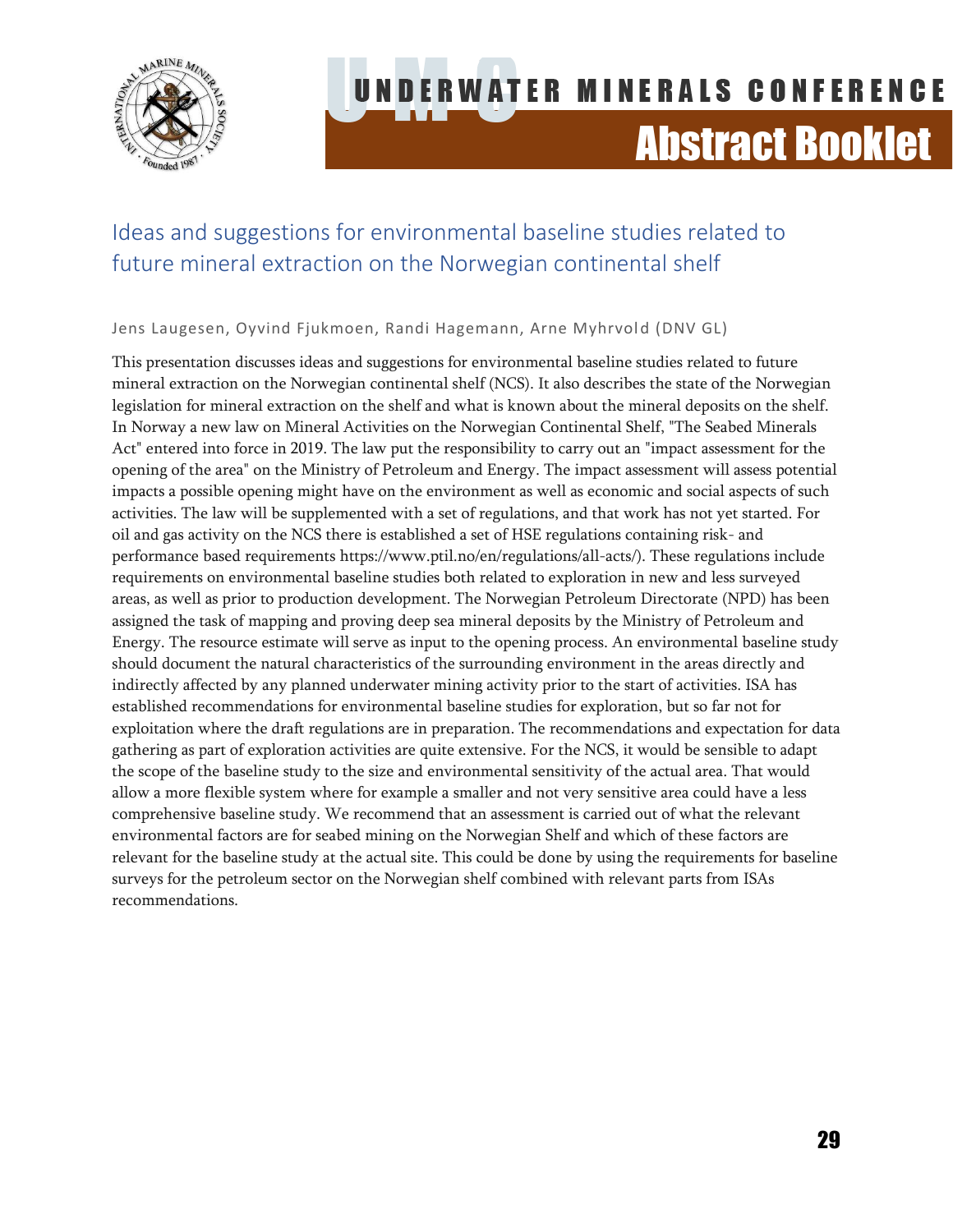## Ideas and suggestions for environmental baseline studies related to future mineral extraction on the Norwegian continental shelf

Jens Laugesen, Oyvind Fjukmoen, Randi Hagemann, Arne Myhrvold (DNV GL)

This presentation discusses ideas and suggestions for environmental baseline studies related to future mineral extraction on the Norwegian continental shelf (NCS). It also describes the state of the Norwegian legislation for mineral extraction on the shelf and what is known about the mineral deposits on the shelf. In Norway a new law on Mineral Activities on the Norwegian Continental Shelf, "The Seabed Minerals Act" entered into force in 2019. The law put the responsibility to carry out an "impact assessment for the opening of the area" on the Ministry of Petroleum and Energy. The impact assessment will assess potential impacts a possible opening might have on the environment as well as economic and social aspects of such activities. The law will be supplemented with a set of regulations, and that work has not yet started. For oil and gas activity on the NCS there is established a set of HSE regulations containing risk- and performance based requirements https://www.ptil.no/en/regulations/all-acts/). These regulations include requirements on environmental baseline studies both related to exploration in new and less surveyed areas, as well as prior to production development. The Norwegian Petroleum Directorate (NPD) has been assigned the task of mapping and proving deep sea mineral deposits by the Ministry of Petroleum and Energy. The resource estimate will serve as input to the opening process. An environmental baseline study should document the natural characteristics of the surrounding environment in the areas directly and indirectly affected by any planned underwater mining activity prior to the start of activities. ISA has established recommendations for environmental baseline studies for exploration, but so far not for exploitation where the draft regulations are in preparation. The recommendations and expectation for data gathering as part of exploration activities are quite extensive. For the NCS, it would be sensible to adapt the scope of the baseline study to the size and environmental sensitivity of the actual area. That would allow a more flexible system where for example a smaller and not very sensitive area could have a less comprehensive baseline study. We recommend that an assessment is carried out of what the relevant environmental factors are for seabed mining on the Norwegian Shelf and which of these factors are relevant for the baseline study at the actual site. This could be done by using the requirements for baseline surveys for the petroleum sector on the Norwegian shelf combined with relevant parts from ISAs recommendations.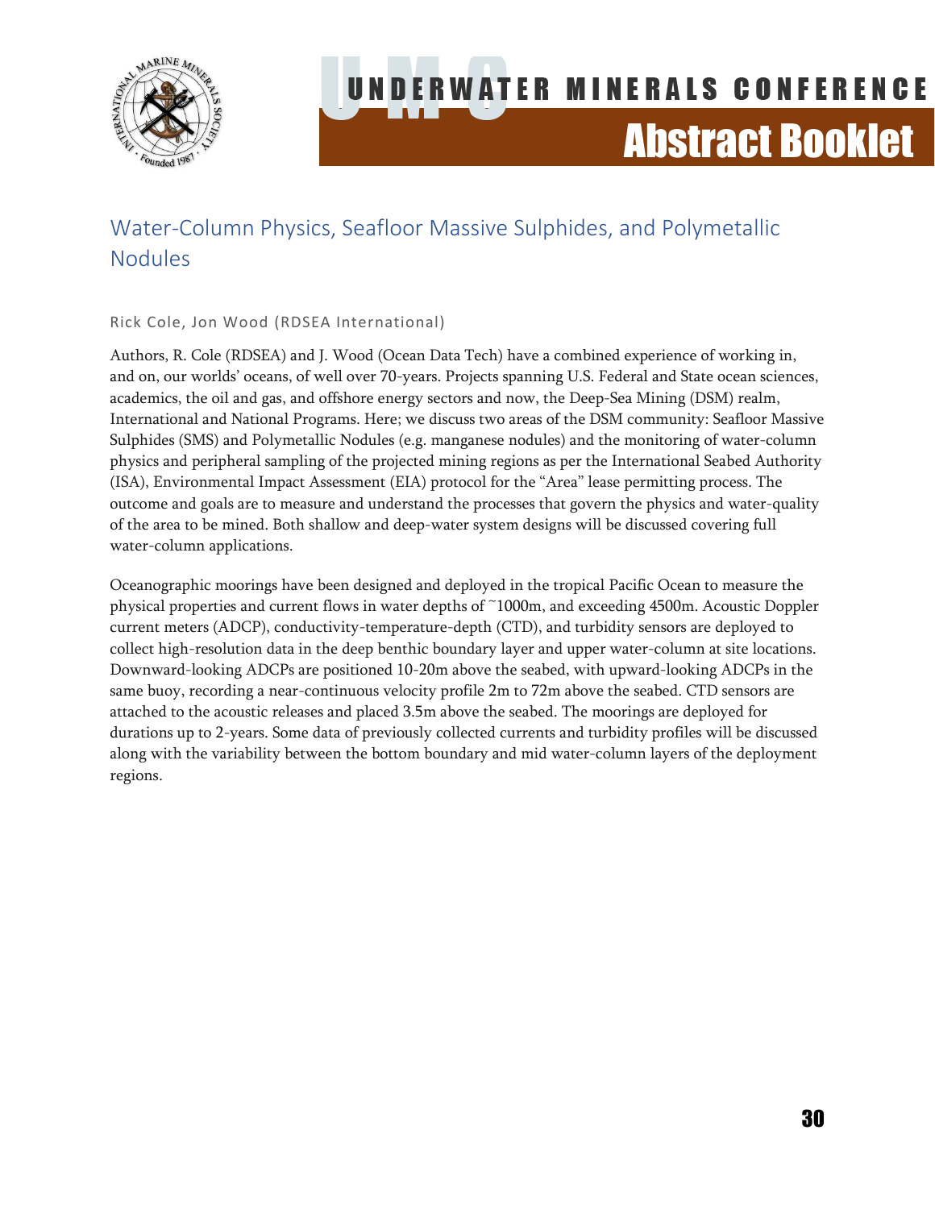## Water-Column Physics, Seafloor Massive Sulphides, and Polymetallic Nodules

Rick Cole, Jon Wood (RDSEA International)

Authors, R. Cole (RDSEA) and J. Wood (Ocean Data Tech) have a combined experience of working in, and on, our worlds' oceans, of well over 70-years. Projects spanning U.S. Federal and State ocean sciences, academics, the oil and gas, and offshore energy sectors and now, the Deep-Sea Mining (DSM) realm, International and National Programs. Here; we discuss two areas of the DSM community: Seafloor Massive Sulphides (SMS) and Polymetallic Nodules (e.g. manganese nodules) and the monitoring of water-column physics and peripheral sampling of the projected mining regions as per the International Seabed Authority (ISA), Environmental Impact Assessment (EIA) protocol for the "Area" lease permitting process. The outcome and goals are to measure and understand the processes that govern the physics and water-quality of the area to be mined. Both shallow and deep-water system designs will be discussed covering full water-column applications.

Oceanographic moorings have been designed and deployed in the tropical Pacific Ocean to measure the physical properties and current flows in water depths of ~1000m, and exceeding 4500m. Acoustic Doppler current meters (ADCP), conductivity-temperature-depth (CTD), and turbidity sensors are deployed to collect high-resolution data in the deep benthic boundary layer and upper water-column at site locations. Downward-looking ADCPs are positioned 10-20m above the seabed, with upward-looking ADCPs in the same buoy, recording a near-continuous velocity profile 2m to 72m above the seabed. CTD sensors are attached to the acoustic releases and placed 3.5m above the seabed. The moorings are deployed for durations up to 2-years. Some data of previously collected currents and turbidity profiles will be discussed along with the variability between the bottom boundary and mid water-column layers of the deployment regions.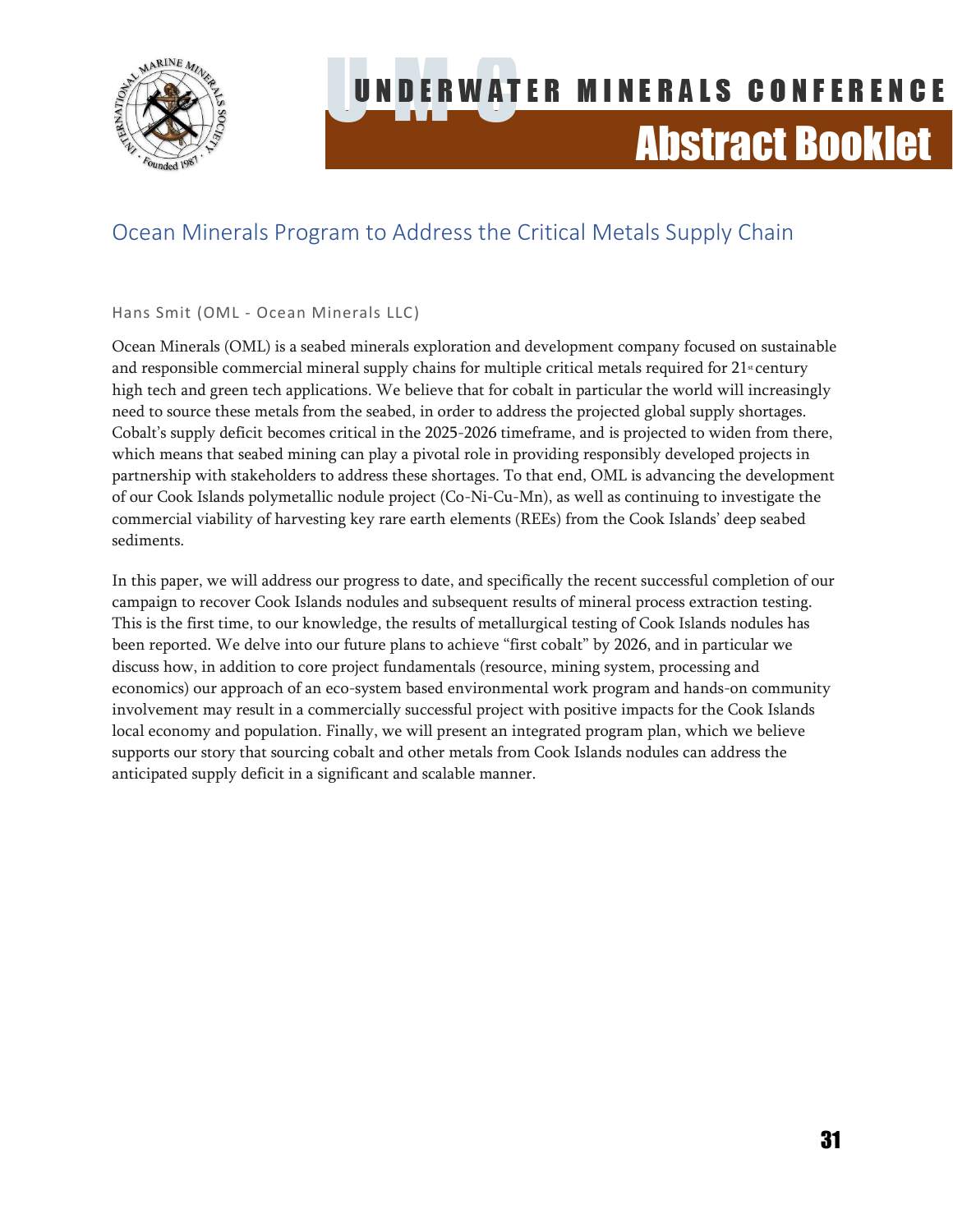## Ocean Minerals Program to Address the Critical Metals Supply Chain

Hans Smit (OML - Ocean Minerals LLC)

Ocean Minerals (OML) is a seabed minerals exploration and development company focused on sustainable and responsible commercial mineral supply chains for multiple critical metals required for 21st century high tech and green tech applications. We believe that for cobalt in particular the world will increasingly need to source these metals from the seabed, in order to address the projected global supply shortages. Cobalt's supply deficit becomes critical in the 2025-2026 timeframe, and is projected to widen from there, which means that seabed mining can play a pivotal role in providing responsibly developed projects in partnership with stakeholders to address these shortages. To that end, OML is advancing the development of our Cook Islands polymetallic nodule project (Co-Ni-Cu-Mn), as well as continuing to investigate the commercial viability of harvesting key rare earth elements (REEs) from the Cook Islands' deep seabed sediments.

In this paper, we will address our progress to date, and specifically the recent successful completion of our campaign to recover Cook Islands nodules and subsequent results of mineral process extraction testing. This is the first time, to our knowledge, the results of metallurgical testing of Cook Islands nodules has been reported. We delve into our future plans to achieve "first cobalt" by 2026, and in particular we discuss how, in addition to core project fundamentals (resource, mining system, processing and economics) our approach of an eco-system based environmental work program and hands-on community involvement may result in a commercially successful project with positive impacts for the Cook Islands local economy and population. Finally, we will present an integrated program plan, which we believe supports our story that sourcing cobalt and other metals from Cook Islands nodules can address the anticipated supply deficit in a significant and scalable manner.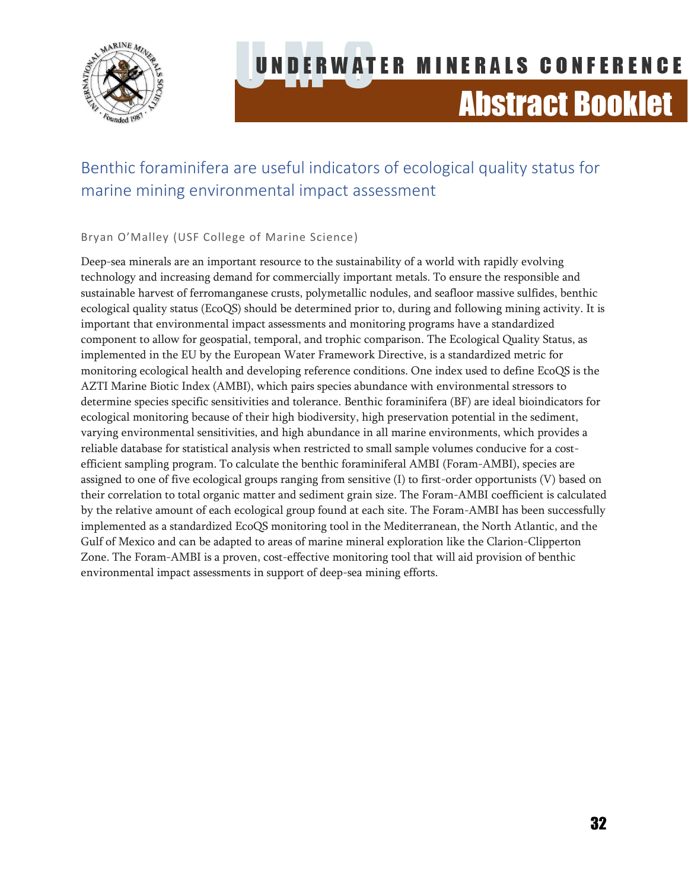## Benthic foraminifera are useful indicators of ecological quality status for marine mining environmental impact assessment

Bryan O'Malley (USF College of Marine Science)

Deep-sea minerals are an important resource to the sustainability of a world with rapidly evolving technology and increasing demand for commercially important metals. To ensure the responsible and sustainable harvest of ferromanganese crusts, polymetallic nodules, and seafloor massive sulfides, benthic ecological quality status (EcoQS) should be determined prior to, during and following mining activity. It is important that environmental impact assessments and monitoring programs have a standardized component to allow for geospatial, temporal, and trophic comparison. The Ecological Quality Status, as implemented in the EU by the European Water Framework Directive, is a standardized metric for monitoring ecological health and developing reference conditions. One index used to define EcoQS is the AZTI Marine Biotic Index (AMBI), which pairs species abundance with environmental stressors to determine species specific sensitivities and tolerance. Benthic foraminifera (BF) are ideal bioindicators for ecological monitoring because of their high biodiversity, high preservation potential in the sediment, varying environmental sensitivities, and high abundance in all marine environments, which provides a reliable database for statistical analysis when restricted to small sample volumes conducive for a cost-efficient sampling program. To calculate the benthic foraminiferal AMBI (Foram-AMBI), species are assigned to one of five ecological groups ranging from sensitive (I) to first-order opportunists (V) based on their correlation to total organic matter and sediment grain size. The Foram-AMBI coefficient is calculated by the relative amount of each ecological group found at each site. The Foram-AMBI has been successfully implemented as a standardized EcoQS monitoring tool in the Mediterranean, the North Atlantic, and the Gulf of Mexico and can be adapted to areas of marine mineral exploration like the Clarion-Clipperton Zone. The Foram-AMBI is a proven, cost-effective monitoring tool that will aid provision of benthic environmental impact assessments in support of deep-sea mining efforts.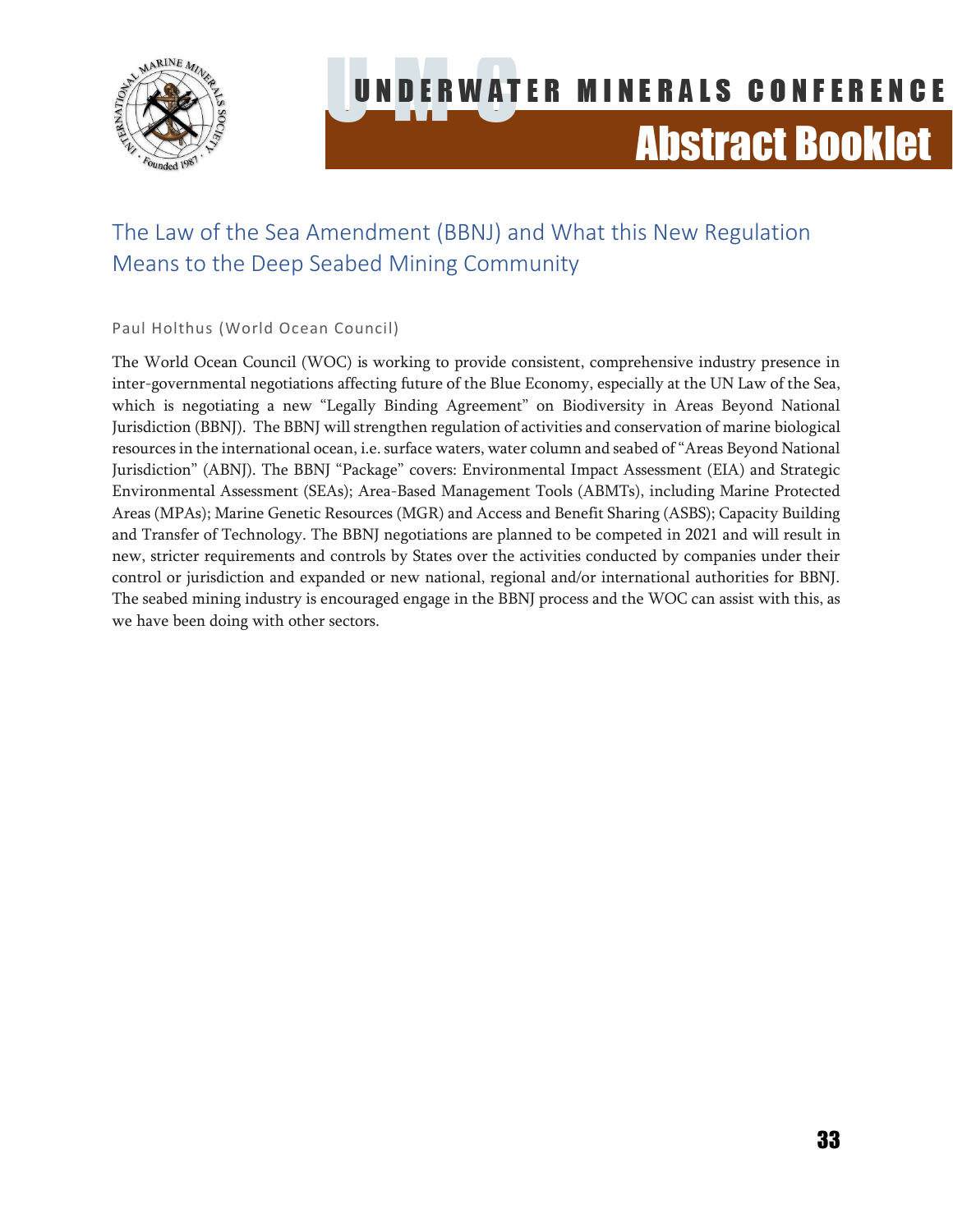## The Law of the Sea Amendment (BBNJ) and What this New Regulation Means to the Deep Seabed Mining Community

Paul Holthus (World Ocean Council)

The World Ocean Council (WOC) is working to provide consistent, comprehensive industry presence in inter-governmental negotiations affecting future of the Blue Economy, especially at the UN Law of the Sea, which is negotiating a new "Legally Binding Agreement" on Biodiversity in Areas Beyond National Jurisdiction (BBNJ). The BBNJ will strengthen regulation of activities and conservation of marine biological resources in the international ocean, i.e. surface waters, water column and seabed of "Areas Beyond National Jurisdiction" (ABNJ). The BBNJ "Package" covers: Environmental Impact Assessment (EIA) and Strategic Environmental Assessment (SEAs); Area-Based Management Tools (ABMTs), including Marine Protected Areas (MPAs); Marine Genetic Resources (MGR) and Access and Benefit Sharing (ASBS); Capacity Building and Transfer of Technology. The BBNJ negotiations are planned to be competed in 2021 and will result in new, stricter requirements and controls by States over the activities conducted by companies under their control or jurisdiction and expanded or new national, regional and/or international authorities for BBNJ. The seabed mining industry is encouraged engage in the BBNJ process and the WOC can assist with this, as we have been doing with other sectors.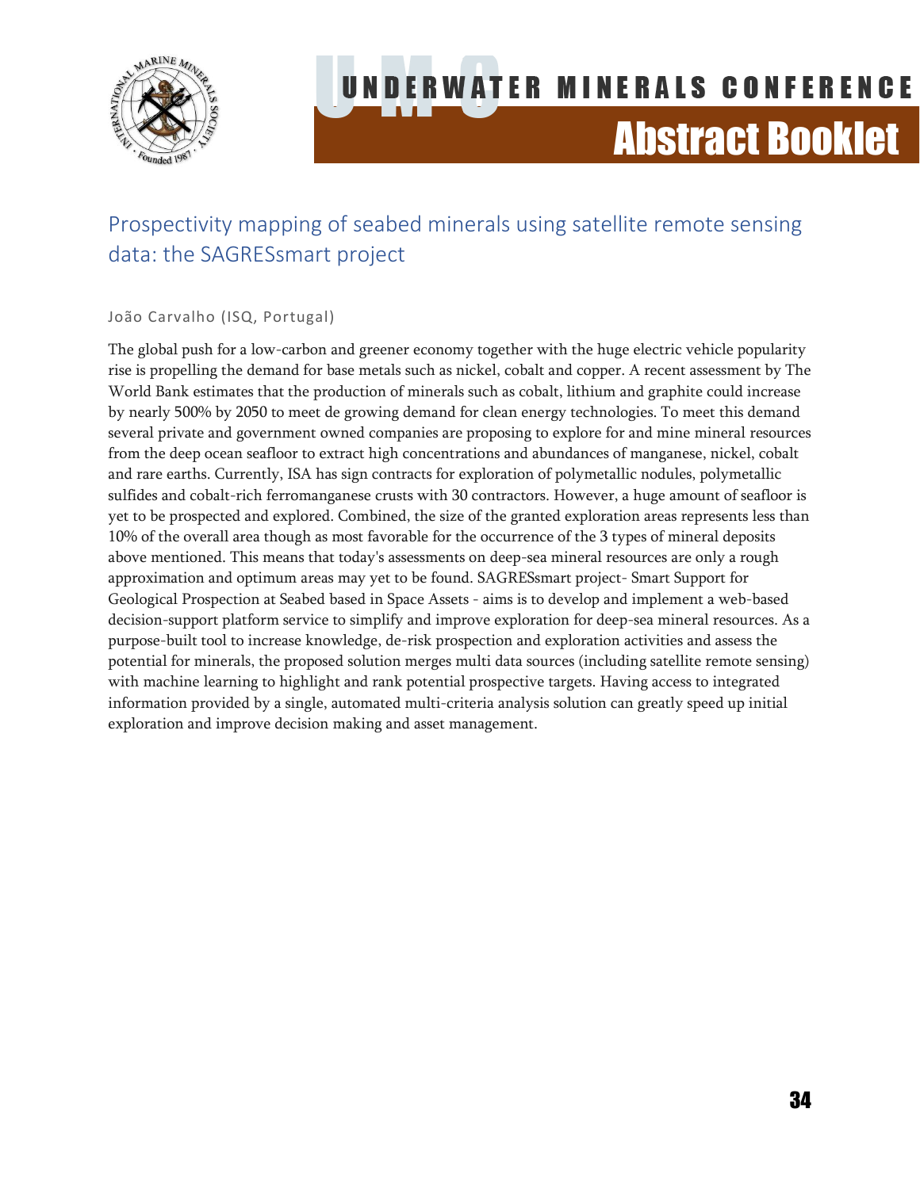## Prospectivity mapping of seabed minerals using satellite remote sensing data: the SAGRESsmart project

João Carvalho (ISQ, Portugal)

The global push for a low-carbon and greener economy together with the huge electric vehicle popularity rise is propelling the demand for base metals such as nickel, cobalt and copper. A recent assessment by The World Bank estimates that the production of minerals such as cobalt, lithium and graphite could increase by nearly 500% by 2050 to meet de growing demand for clean energy technologies. To meet this demand several private and government owned companies are proposing to explore for and mine mineral resources from the deep ocean seafloor to extract high concentrations and abundances of manganese, nickel, cobalt and rare earths. Currently, ISA has sign contracts for exploration of polymetallic nodules, polymetallic sulfides and cobalt-rich ferromanganese crusts with 30 contractors. However, a huge amount of seafloor is yet to be prospected and explored. Combined, the size of the granted exploration areas represents less than 10% of the overall area though as most favorable for the occurrence of the 3 types of mineral deposits above mentioned. This means that today's assessments on deep-sea mineral resources are only a rough approximation and optimum areas may yet to be found. SAGRESsmart project- Smart Support for Geological Prospection at Seabed based in Space Assets - aims is to develop and implement a web-based decision-support platform service to simplify and improve exploration for deep-sea mineral resources. As a purpose-built tool to increase knowledge, de-risk prospection and exploration activities and assess the potential for minerals, the proposed solution merges multi data sources (including satellite remote sensing) with machine learning to highlight and rank potential prospective targets. Having access to integrated information provided by a single, automated multi-criteria analysis solution can greatly speed up initial exploration and improve decision making and asset management.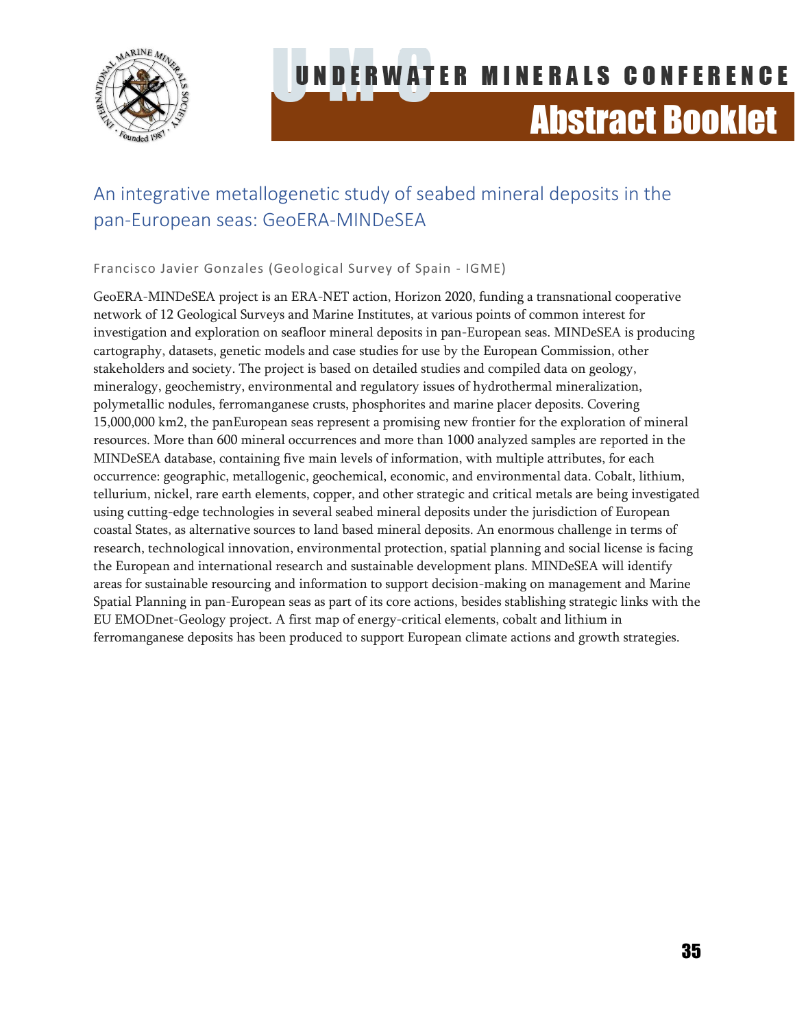## An integrative metallogenetic study of seabed mineral deposits in the pan-European seas: GeoERA-MINDeSEA

Francisco Javier Gonzales (Geological Survey of Spain - IGME)

GeoERA-MINDeSEA project is an ERA-NET action, Horizon 2020, funding a transnational cooperative network of 12 Geological Surveys and Marine Institutes, at various points of common interest for investigation and exploration on seafloor mineral deposits in pan-European seas. MINDeSEA is producing cartography, datasets, genetic models and case studies for use by the European Commission, other stakeholders and society. The project is based on detailed studies and compiled data on geology, mineralogy, geochemistry, environmental and regulatory issues of hydrothermal mineralization, polymetallic nodules, ferromanganese crusts, phosphorites and marine placer deposits. Covering 15,000,000 km2, the panEuropean seas represent a promising new frontier for the exploration of mineral resources. More than 600 mineral occurrences and more than 1000 analyzed samples are reported in the MINDeSEA database, containing five main levels of information, with multiple attributes, for each occurrence: geographic, metallogenic, geochemical, economic, and environmental data. Cobalt, lithium, tellurium, nickel, rare earth elements, copper, and other strategic and critical metals are being investigated using cutting-edge technologies in several seabed mineral deposits under the jurisdiction of European coastal States, as alternative sources to land based mineral deposits. An enormous challenge in terms of research, technological innovation, environmental protection, spatial planning and social license is facing the European and international research and sustainable development plans. MINDeSEA will identify areas for sustainable resourcing and information to support decision-making on management and Marine Spatial Planning in pan-European seas as part of its core actions, besides stablishing strategic links with the EU EMODnet-Geology project. A first map of energy-critical elements, cobalt and lithium in ferromanganese deposits has been produced to support European climate actions and growth strategies.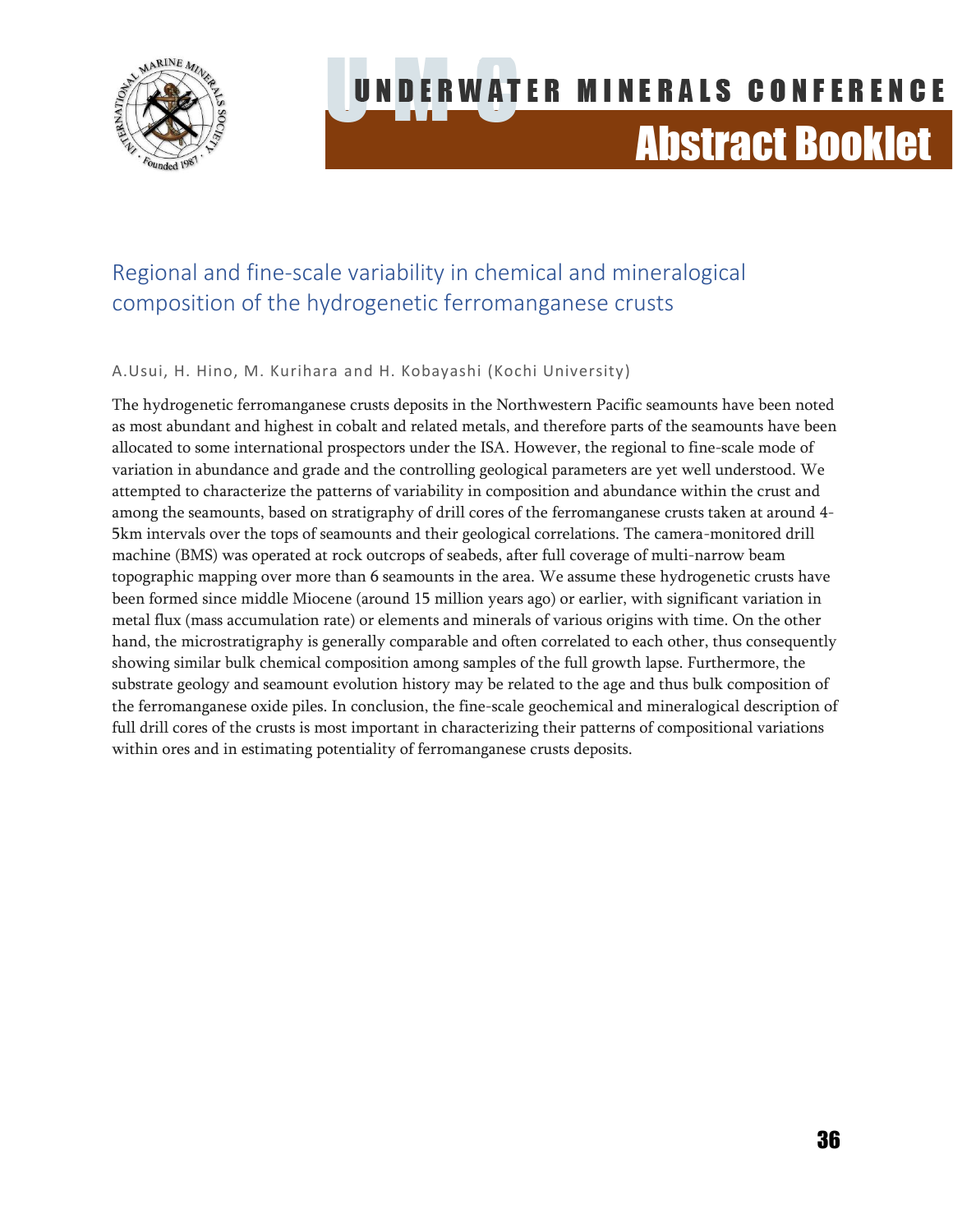## Regional and fine-scale variability in chemical and mineralogical composition of the hydrogenetic ferromanganese crusts

A.Usui, H. Hino, M. Kurihara and H. Kobayashi (Kochi University)

The hydrogenetic ferromanganese crusts deposits in the Northwestern Pacific seamounts have been noted as most abundant and highest in cobalt and related metals, and therefore parts of the seamounts have been allocated to some international prospectors under the ISA. However, the regional to fine-scale mode of variation in abundance and grade and the controlling geological parameters are yet well understood. We attempted to characterize the patterns of variability in composition and abundance within the crust and among the seamounts, based on stratigraphy of drill cores of the ferromanganese crusts taken at around 4-5km intervals over the tops of seamounts and their geological correlations. The camera-monitored drill machine (BMS) was operated at rock outcrops of seabeds, after full coverage of multi-narrow beam topographic mapping over more than 6 seamounts in the area. We assume these hydrogenetic crusts have been formed since middle Miocene (around 15 million years ago) or earlier, with significant variation in metal flux (mass accumulation rate) or elements and minerals of various origins with time. On the other hand, the microstratigraphy is generally comparable and often correlated to each other, thus consequently showing similar bulk chemical composition among samples of the full growth lapse. Furthermore, the substrate geology and seamount evolution history may be related to the age and thus bulk composition of the ferromanganese oxide piles. In conclusion, the fine-scale geochemical and mineralogical description of full drill cores of the crusts is most important in characterizing their patterns of compositional variations within ores and in estimating potentiality of ferromanganese crusts deposits.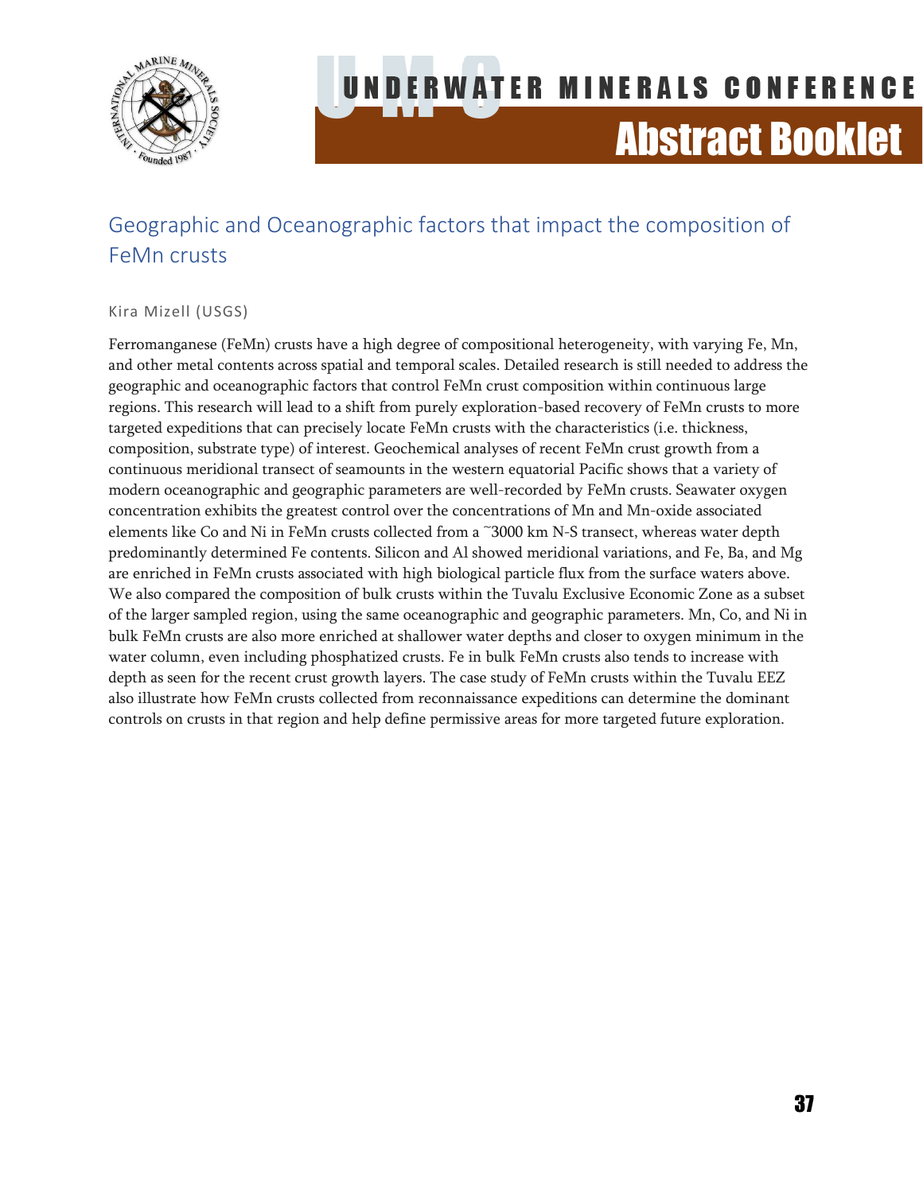## Geographic and Oceanographic factors that impact the composition of FeMn crusts

Kira Mizell (USGS)

Ferromanganese (FeMn) crusts have a high degree of compositional heterogeneity, with varying Fe, Mn, and other metal contents across spatial and temporal scales. Detailed research is still needed to address the geographic and oceanographic factors that control FeMn crust composition within continuous large regions. This research will lead to a shift from purely exploration-based recovery of FeMn crusts to more targeted expeditions that can precisely locate FeMn crusts with the characteristics (i.e. thickness, composition, substrate type) of interest. Geochemical analyses of recent FeMn crust growth from a continuous meridional transect of seamounts in the western equatorial Pacific shows that a variety of modern oceanographic and geographic parameters are well-recorded by FeMn crusts. Seawater oxygen concentration exhibits the greatest control over the concentrations of Mn and Mn-oxide associated elements like Co and Ni in FeMn crusts collected from a ~3000 km N-S transect, whereas water depth predominantly determined Fe contents. Silicon and Al showed meridional variations, and Fe, Ba, and Mg are enriched in FeMn crusts associated with high biological particle flux from the surface waters above. We also compared the composition of bulk crusts within the Tuvalu Exclusive Economic Zone as a subset of the larger sampled region, using the same oceanographic and geographic parameters. Mn, Co, and Ni in bulk FeMn crusts are also more enriched at shallower water depths and closer to oxygen minimum in the water column, even including phosphatized crusts. Fe in bulk FeMn crusts also tends to increase with depth as seen for the recent crust growth layers. The case study of FeMn crusts within the Tuvalu EEZ also illustrate how FeMn crusts collected from reconnaissance expeditions can determine the dominant controls on crusts in that region and help define permissive areas for more targeted future exploration.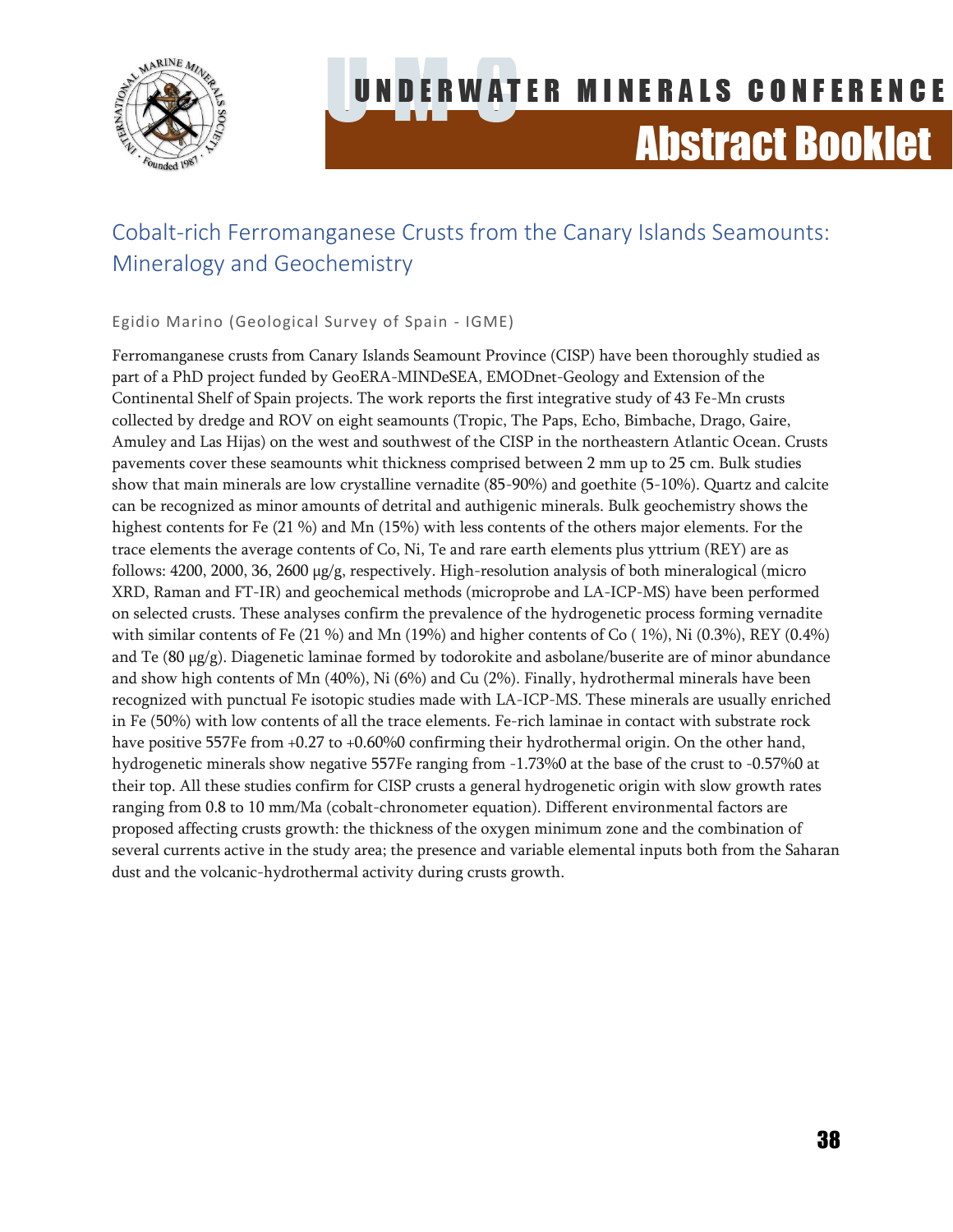## Cobalt-rich Ferromanganese Crusts from the Canary Islands Seamounts: Mineralogy and Geochemistry

Egidio Marino (Geological Survey of Spain - IGME)

Ferromanganese crusts from Canary Islands Seamount Province (CISP) have been thoroughly studied as part of a PhD project funded by GeoERA-MINDeSEA, EMODnet-Geology and Extension of the Continental Shelf of Spain projects. The work reports the first integrative study of 43 Fe-Mn crusts collected by dredge and ROV on eight seamounts (Tropic, The Paps, Echo, Bimbache, Drago, Gaire, Amuley and Las Hijas) on the west and southwest of the CISP in the northeastern Atlantic Ocean. Crusts pavements cover these seamounts whit thickness comprised between 2 mm up to 25 cm. Bulk studies show that main minerals are low crystalline vernadite (85-90%) and goethite (5-10%). Quartz and calcite can be recognized as minor amounts of detrital and authigenic minerals. Bulk geochemistry shows the highest contents for Fe (21 %) and Mn (15%) with less contents of the others major elements. For the trace elements the average contents of Co, Ni, Te and rare earth elements plus yttrium (REY) are as follows: 4200, 2000, 36, 2600 μg/g, respectively. High-resolution analysis of both mineralogical (micro XRD, Raman and FT-IR) and geochemical methods (microprobe and LA-ICP-MS) have been performed on selected crusts. These analyses confirm the prevalence of the hydrogenetic process forming vernadite with similar contents of Fe (21 %) and Mn (19%) and higher contents of Co ( 1%), Ni (0.3%), REY (0.4%) and Te (80 μg/g). Diagenetic laminae formed by todorokite and asbolane/buserite are of minor abundance and show high contents of Mn (40%), Ni (6%) and Cu (2%). Finally, hydrothermal minerals have been recognized with punctual Fe isotopic studies made with LA-ICP-MS. These minerals are usually enriched in Fe (50%) with low contents of all the trace elements. Fe-rich laminae in contact with substrate rock have positive 557Fe from +0.27 to +0.60%0 confirming their hydrothermal origin. On the other hand, hydrogenetic minerals show negative 557Fe ranging from -1.73%0 at the base of the crust to -0.57%0 at their top. All these studies confirm for CISP crusts a general hydrogenetic origin with slow growth rates ranging from 0.8 to 10 mm/Ma (cobalt-chronometer equation). Different environmental factors are proposed affecting crusts growth: the thickness of the oxygen minimum zone and the combination of several currents active in the study area; the presence and variable elemental inputs both from the Saharan dust and the volcanic-hydrothermal activity during crusts growth.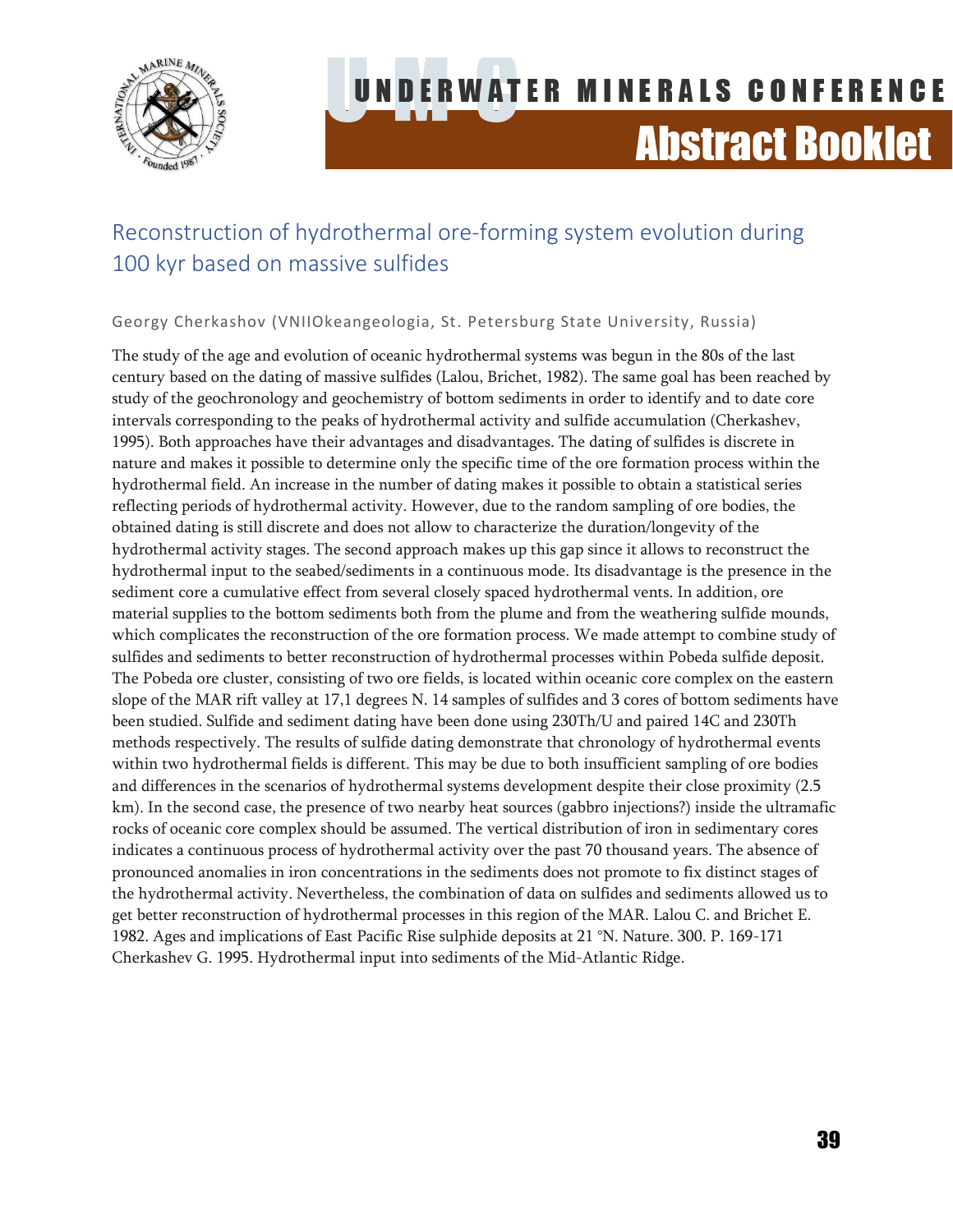## Reconstruction of hydrothermal ore-forming system evolution during 100 kyr based on massive sulfides

Georgy Cherkashov (VNIIOkeangeologia, St. Petersburg State University, Russia)

The study of the age and evolution of oceanic hydrothermal systems was begun in the 80s of the last century based on the dating of massive sulfides (Lalou, Brichet, 1982). The same goal has been reached by study of the geochronology and geochemistry of bottom sediments in order to identify and to date core intervals corresponding to the peaks of hydrothermal activity and sulfide accumulation (Cherkashev, 1995). Both approaches have their advantages and disadvantages. The dating of sulfides is discrete in nature and makes it possible to determine only the specific time of the ore formation process within the hydrothermal field. An increase in the number of dating makes it possible to obtain a statistical series reflecting periods of hydrothermal activity. However, due to the random sampling of ore bodies, the obtained dating is still discrete and does not allow to characterize the duration/longevity of the hydrothermal activity stages. The second approach makes up this gap since it allows to reconstruct the hydrothermal input to the seabed/sediments in a continuous mode. Its disadvantage is the presence in the sediment core a cumulative effect from several closely spaced hydrothermal vents. In addition, ore material supplies to the bottom sediments both from the plume and from the weathering sulfide mounds, which complicates the reconstruction of the ore formation process. We made attempt to combine study of sulfides and sediments to better reconstruction of hydrothermal processes within Pobeda sulfide deposit. The Pobeda ore cluster, consisting of two ore fields, is located within oceanic core complex on the eastern slope of the MAR rift valley at 17,1 degrees N. 14 samples of sulfides and 3 cores of bottom sediments have been studied. Sulfide and sediment dating have been done using 230Th/U and paired 14C and 230Th methods respectively. The results of sulfide dating demonstrate that chronology of hydrothermal events within two hydrothermal fields is different. This may be due to both insufficient sampling of ore bodies and differences in the scenarios of hydrothermal systems development despite their close proximity (2.5 km). In the second case, the presence of two nearby heat sources (gabbro injections?) inside the ultramafic rocks of oceanic core complex should be assumed. The vertical distribution of iron in sedimentary cores indicates a continuous process of hydrothermal activity over the past 70 thousand years. The absence of pronounced anomalies in iron concentrations in the sediments does not promote to fix distinct stages of the hydrothermal activity. Nevertheless, the combination of data on sulfides and sediments allowed us to get better reconstruction of hydrothermal processes in this region of the MAR. Lalou C. and Brichet E. 1982. Ages and implications of East Pacific Rise sulphide deposits at 21 °N. Nature. 300. P. 169-171 Cherkashev G. 1995. Hydrothermal input into sediments of the Mid-Atlantic Ridge.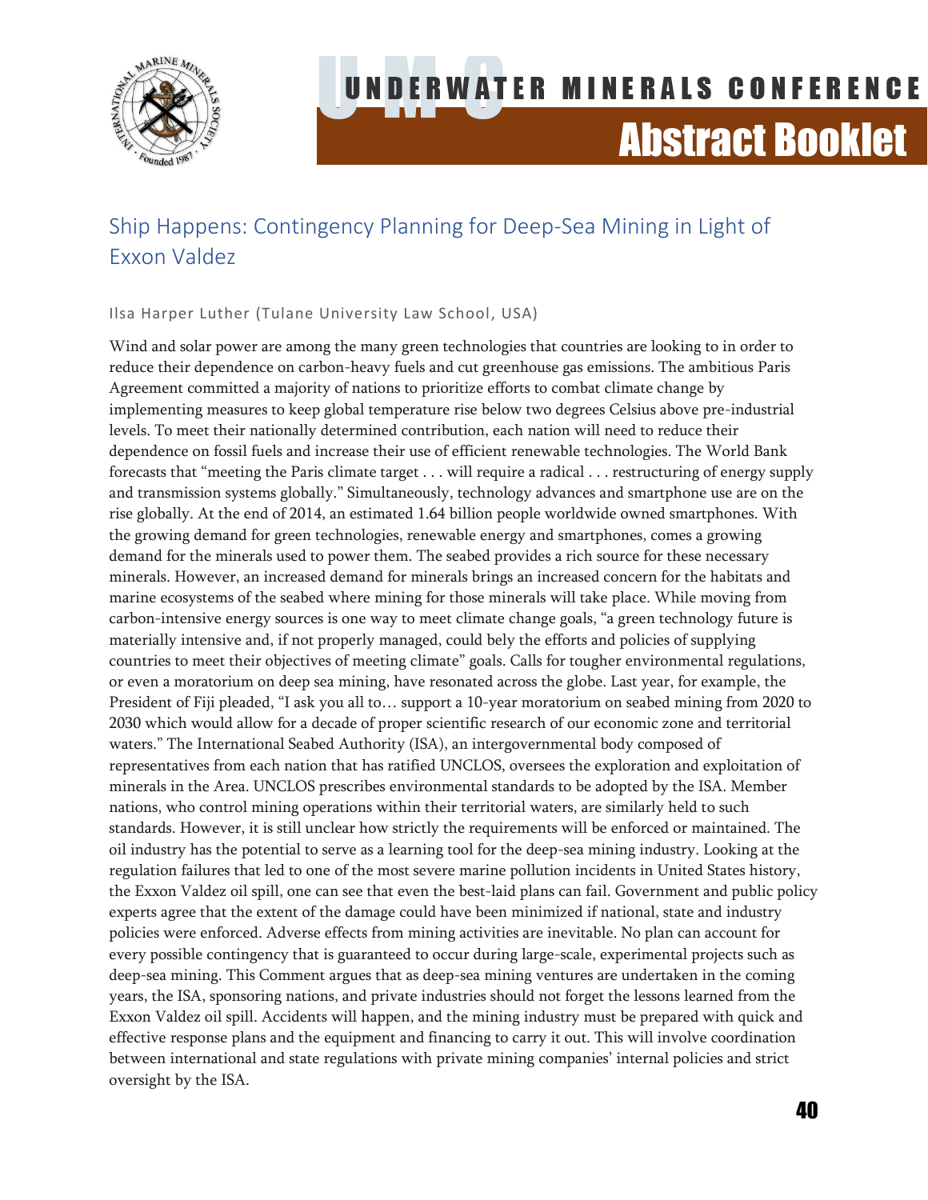## Ship Happens: Contingency Planning for Deep-Sea Mining in Light of Exxon Valdez

Ilsa Harper Luther (Tulane University Law School, USA)

Wind and solar power are among the many green technologies that countries are looking to in order to reduce their dependence on carbon-heavy fuels and cut greenhouse gas emissions. The ambitious Paris Agreement committed a majority of nations to prioritize efforts to combat climate change by implementing measures to keep global temperature rise below two degrees Celsius above pre-industrial levels. To meet their nationally determined contribution, each nation will need to reduce their dependence on fossil fuels and increase their use of efficient renewable technologies. The World Bank forecasts that "meeting the Paris climate target . . . will require a radical . . . restructuring of energy supply and transmission systems globally." Simultaneously, technology advances and smartphone use are on the rise globally. At the end of 2014, an estimated 1.64 billion people worldwide owned smartphones. With the growing demand for green technologies, renewable energy and smartphones, comes a growing demand for the minerals used to power them. The seabed provides a rich source for these necessary minerals. However, an increased demand for minerals brings an increased concern for the habitats and marine ecosystems of the seabed where mining for those minerals will take place. While moving from carbon-intensive energy sources is one way to meet climate change goals, "a green technology future is materially intensive and, if not properly managed, could bely the efforts and policies of supplying countries to meet their objectives of meeting climate" goals. Calls for tougher environmental regulations, or even a moratorium on deep sea mining, have resonated across the globe. Last year, for example, the President of Fiji pleaded, "I ask you all to… support a 10-year moratorium on seabed mining from 2020 to 2030 which would allow for a decade of proper scientific research of our economic zone and territorial waters." The International Seabed Authority (ISA), an intergovernmental body composed of representatives from each nation that has ratified UNCLOS, oversees the exploration and exploitation of minerals in the Area. UNCLOS prescribes environmental standards to be adopted by the ISA. Member nations, who control mining operations within their territorial waters, are similarly held to such standards. However, it is still unclear how strictly the requirements will be enforced or maintained. The oil industry has the potential to serve as a learning tool for the deep-sea mining industry. Looking at the regulation failures that led to one of the most severe marine pollution incidents in United States history, the Exxon Valdez oil spill, one can see that even the best-laid plans can fail. Government and public policy experts agree that the extent of the damage could have been minimized if national, state and industry policies were enforced. Adverse effects from mining activities are inevitable. No plan can account for every possible contingency that is guaranteed to occur during large-scale, experimental projects such as deep-sea mining. This Comment argues that as deep-sea mining ventures are undertaken in the coming years, the ISA, sponsoring nations, and private industries should not forget the lessons learned from the Exxon Valdez oil spill. Accidents will happen, and the mining industry must be prepared with quick and effective response plans and the equipment and financing to carry it out. This will involve coordination between international and state regulations with private mining companies' internal policies and strict oversight by the ISA.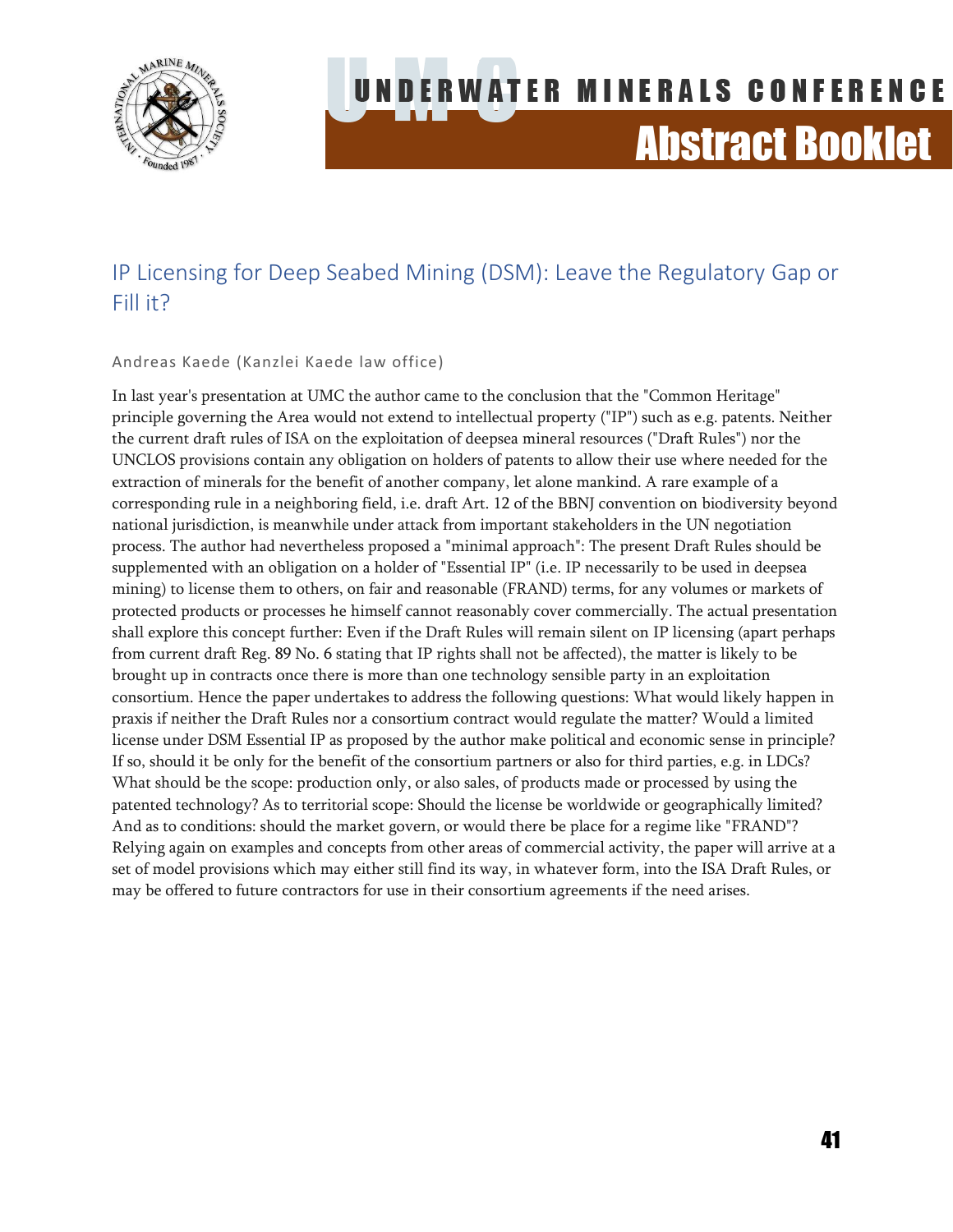## IP Licensing for Deep Seabed Mining (DSM): Leave the Regulatory Gap or Fill it?

Andreas Kaede (Kanzlei Kaede law office)

In last year's presentation at UMC the author came to the conclusion that the "Common Heritage" principle governing the Area would not extend to intellectual property ("IP") such as e.g. patents. Neither the current draft rules of ISA on the exploitation of deepsea mineral resources ("Draft Rules") nor the UNCLOS provisions contain any obligation on holders of patents to allow their use where needed for the extraction of minerals for the benefit of another company, let alone mankind. A rare example of a corresponding rule in a neighboring field, i.e. draft Art. 12 of the BBNJ convention on biodiversity beyond national jurisdiction, is meanwhile under attack from important stakeholders in the UN negotiation process. The author had nevertheless proposed a "minimal approach": The present Draft Rules should be supplemented with an obligation on a holder of "Essential IP" (i.e. IP necessarily to be used in deepsea mining) to license them to others, on fair and reasonable (FRAND) terms, for any volumes or markets of protected products or processes he himself cannot reasonably cover commercially. The actual presentation shall explore this concept further: Even if the Draft Rules will remain silent on IP licensing (apart perhaps from current draft Reg. 89 No. 6 stating that IP rights shall not be affected), the matter is likely to be brought up in contracts once there is more than one technology sensible party in an exploitation consortium. Hence the paper undertakes to address the following questions: What would likely happen in praxis if neither the Draft Rules nor a consortium contract would regulate the matter? Would a limited license under DSM Essential IP as proposed by the author make political and economic sense in principle? If so, should it be only for the benefit of the consortium partners or also for third parties, e.g. in LDCs? What should be the scope: production only, or also sales, of products made or processed by using the patented technology? As to territorial scope: Should the license be worldwide or geographically limited? And as to conditions: should the market govern, or would there be place for a regime like "FRAND"? Relying again on examples and concepts from other areas of commercial activity, the paper will arrive at a set of model provisions which may either still find its way, in whatever form, into the ISA Draft Rules, or may be offered to future contractors for use in their consortium agreements if the need arises.